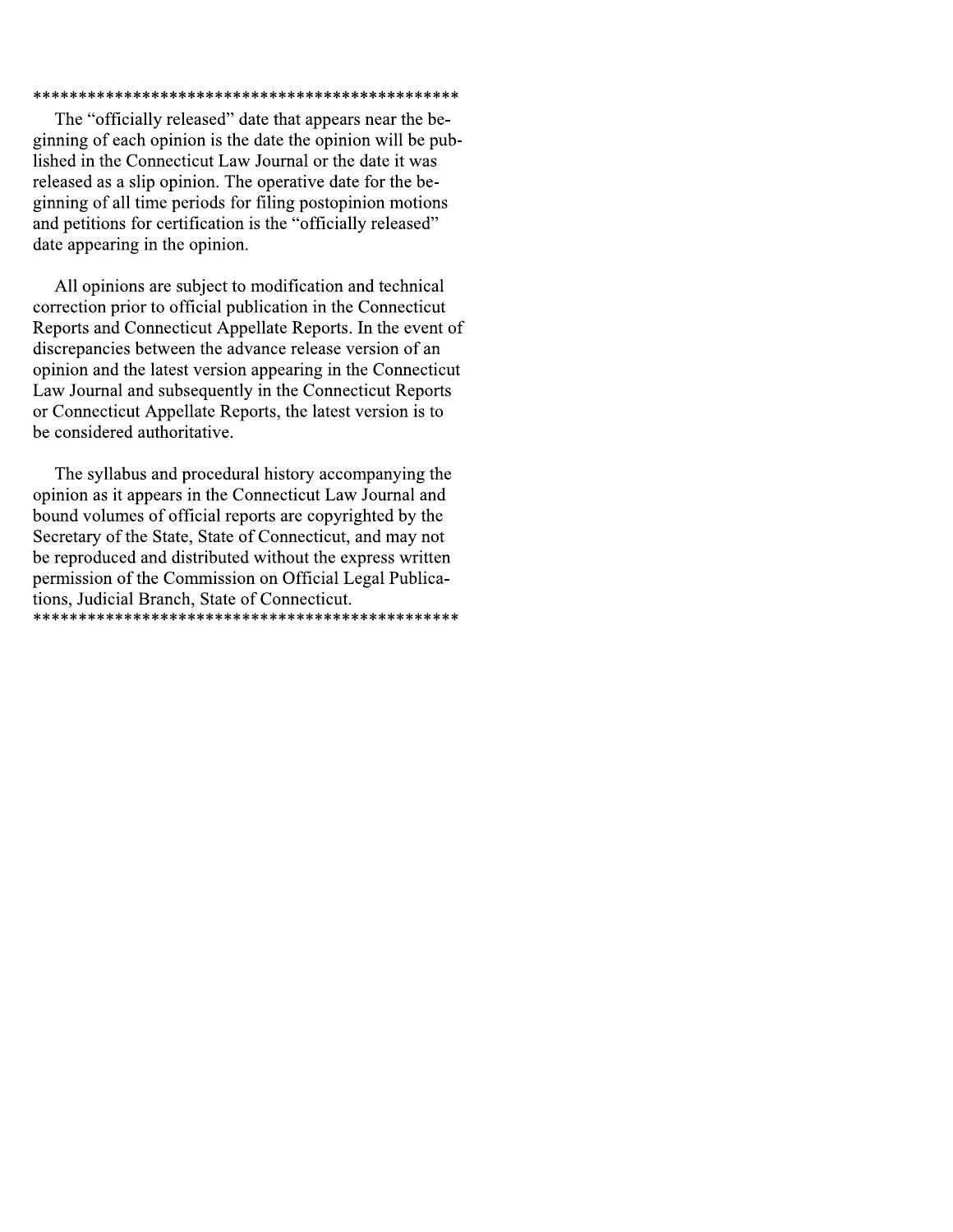\*\*\*\*\*\*\*\*\*\*\*\*\*\*\*\*\*\*\*\*\*\*\*\*\*\*\*\*\*\*\*\*\*\*\*\*\*\*\*\*\*\*\*\*\*\*\*

The "officially released" date that appears near the beginning of each opinion is the date the opinion will be published in the Connecticut Law Journal or the date it was released as a slip opinion. The operative date for the beginning of all time periods for filing postopinion motions and petitions for certification is the "officially released" date appearing in the opinion.

All opinions are subject to modification and technical correction prior to official publication in the Connecticut Reports and Connecticut Appellate Reports. In the event of discrepancies between the advance release version of an opinion and the latest version appearing in the Connecticut Law Journal and subsequently in the Connecticut Reports or Connecticut Appellate Reports, the latest version is to be considered authoritative.

The syllabus and procedural history accompanying the opinion as it appears in the Connecticut Law Journal and bound volumes of official reports are copyrighted by the Secretary of the State, State of Connecticut, and may not be reproduced and distributed without the express written permission of the Commission on Official Legal Publications, Judicial Branch, State of Connecticut.

\*\*\*\*\*\*\*\*\*\*\*\*\*\*\*\*\*\*\*\*\*\*\*\*\*\*\*\*\*\*\*\*\*\*\*\*\*\*\*\*\*\*\*\*\*\*\*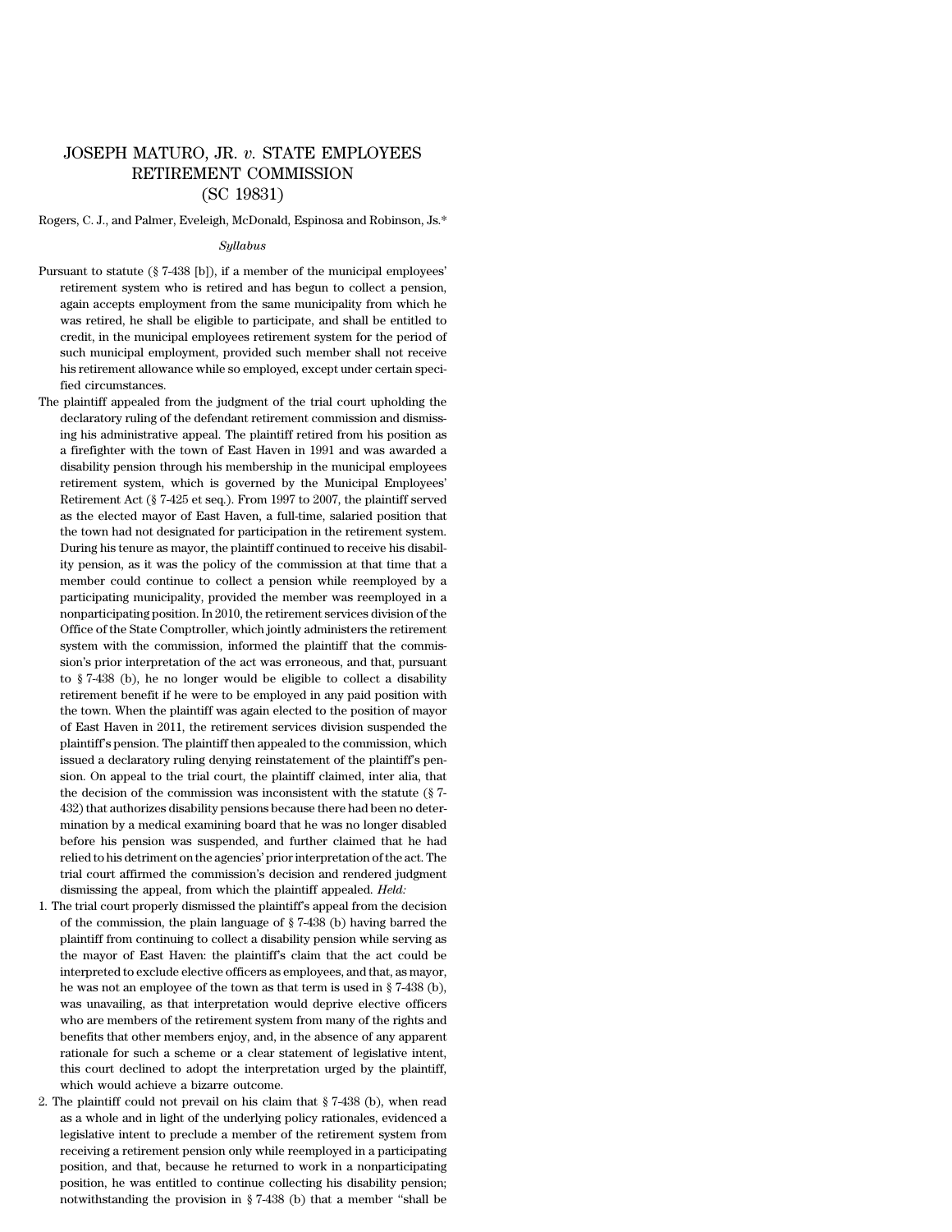# JOSEPH MATURO, JR. *v.* STATE EMPLOYEES RETIREMENT COMMISSION (SC 19831)

Rogers, C. J., and Palmer, Eveleigh, McDonald, Espinosa and Robinson, Js.*

*Syllabus*

Pursuant to statute (§ 7-438 [b]), if a member of the municipal employees' retirement system who is retired and has begun to collect a pension, again accepts employment from the same municipality from which he was retired, he shall be eligible to participate, and shall be entitled to credit, in the municipal employees retirement system for the period of such municipal employment, provided such member shall not receive his retirement allowance while so employed, except under certain specified circumstances.

The plaintiff appealed from the judgment of the trial court upholding the declaratory ruling of the defendant retirement commission and dismissing his administrative appeal. The plaintiff retired from his position as a firefighter with the town of East Haven in 1991 and was awarded a disability pension through his membership in the municipal employees retirement system, which is governed by the Municipal Employees' Retirement Act (§ 7-425 et seq.). From 1997 to 2007, the plaintiff served as the elected mayor of East Haven, a full-time, salaried position that the town had not designated for participation in the retirement system. During his tenure as mayor, the plaintiff continued to receive his disability pension, as it was the policy of the commission at that time that a member could continue to collect a pension while reemployed by a participating municipality, provided the member was reemployed in a nonparticipating position. In 2010, the retirement services division of the Office of the State Comptroller, which jointly administers the retirement system with the commission, informed the plaintiff that the commission's prior interpretation of the act was erroneous, and that, pursuant to § 7-438 (b), he no longer would be eligible to collect a disability retirement benefit if he were to be employed in any paid position with the town. When the plaintiff was again elected to the position of mayor of East Haven in 2011, the retirement services division suspended the plaintiff's pension. The plaintiff then appealed to the commission, which issued a declaratory ruling denying reinstatement of the plaintiff's pension. On appeal to the trial court, the plaintiff claimed, inter alia, that the decision of the commission was inconsistent with the statute (§ 7-432) that authorizes disability pensions because there had been no determination by a medical examining board that he was no longer disabled before his pension was suspended, and further claimed that he had relied to his detriment on the agencies' prior interpretation of the act. The trial court affirmed the commission's decision and rendered judgment dismissing the appeal, from which the plaintiff appealed. *Held:*

1. The trial court properly dismissed the plaintiff's appeal from the decision of the commission, the plain language of § 7-438 (b) having barred the plaintiff from continuing to collect a disability pension while serving as the mayor of East Haven: the plaintiff's claim that the act could be interpreted to exclude elective officers as employees, and that, as mayor, he was not an employee of the town as that term is used in § 7-438 (b), was unavailing, as that interpretation would deprive elective officers who are members of the retirement system from many of the rights and benefits that other members enjoy, and, in the absence of any apparent rationale for such a scheme or a clear statement of legislative intent, this court declined to adopt the interpretation urged by the plaintiff, which would achieve a bizarre outcome.

2. The plaintiff could not prevail on his claim that § 7-438 (b), when read as a whole and in light of the underlying policy rationales, evidenced a legislative intent to preclude a member of the retirement system from receiving a retirement pension only while reemployed in a participating position, and that, because he returned to work in a nonparticipating position, he was entitled to continue collecting his disability pension; notwithstanding the provision in § 7-438 (b) that a member "shall be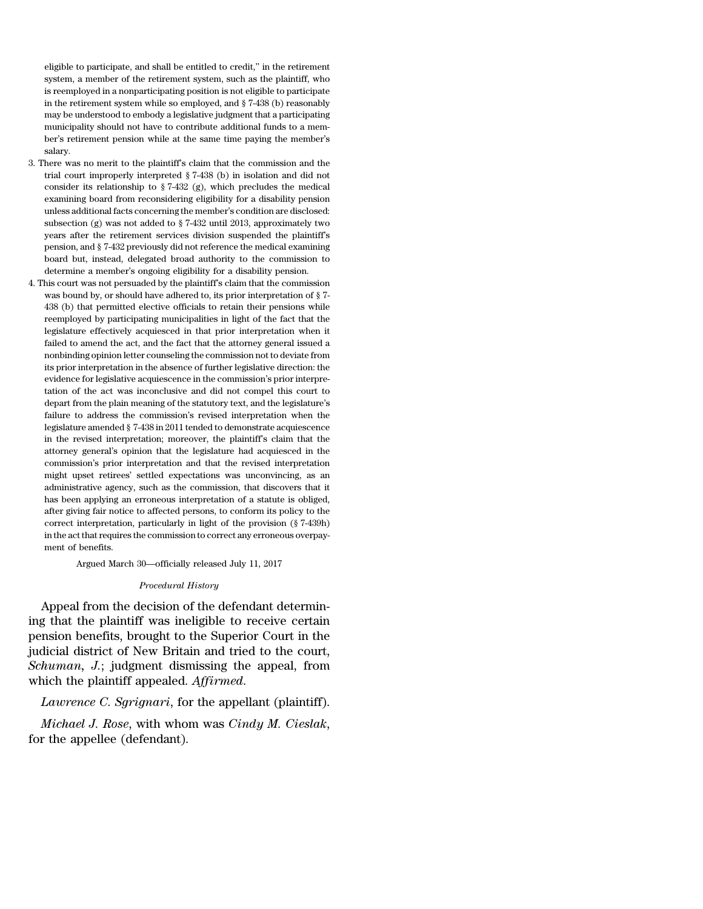eligible to participate, and shall be entitled to credit," in the retirement system, a member of the retirement system, such as the plaintiff, who is reemployed in a nonparticipating position is not eligible to participate in the retirement system while so employed, and § 7-438 (b) reasonably may be understood to embody a legislative judgment that a participating municipality should not have to contribute additional funds to a member's retirement pension while at the same time paying the member's salary.

3. There was no merit to the plaintiff's claim that the commission and the trial court improperly interpreted § 7-438 (b) in isolation and did not consider its relationship to § 7-432 (g), which precludes the medical examining board from reconsidering eligibility for a disability pension unless additional facts concerning the member's condition are disclosed: subsection (g) was not added to § 7-432 until 2013, approximately two years after the retirement services division suspended the plaintiff's pension, and § 7-432 previously did not reference the medical examining board but, instead, delegated broad authority to the commission to determine a member's ongoing eligibility for a disability pension.

4. This court was not persuaded by the plaintiff's claim that the commission was bound by, or should have adhered to, its prior interpretation of § 7-438 (b) that permitted elective officials to retain their pensions while reemployed by participating municipalities in light of the fact that the legislature effectively acquiesced in that prior interpretation when it failed to amend the act, and the fact that the attorney general issued a nonbinding opinion letter counseling the commission not to deviate from its prior interpretation in the absence of further legislative direction: the evidence for legislative acquiescence in the commission's prior interpretation of the act was inconclusive and did not compel this court to depart from the plain meaning of the statutory text, and the legislature's failure to address the commission's revised interpretation when the legislature amended § 7-438 in 2011 tended to demonstrate acquiescence in the revised interpretation; moreover, the plaintiff's claim that the attorney general's opinion that the legislature had acquiesced in the commission's prior interpretation and that the revised interpretation might upset retirees' settled expectations was unconvincing, as an administrative agency, such as the commission, that discovers that it has been applying an erroneous interpretation of a statute is obliged, after giving fair notice to affected persons, to conform its policy to the correct interpretation, particularly in light of the provision (§ 7-439h) in the act that requires the commission to correct any erroneous overpayment of benefits.

Argued March 30—officially released July 11, 2017

*Procedural History*

Appeal from the decision of the defendant determining that the plaintiff was ineligible to receive certain pension benefits, brought to the Superior Court in the judicial district of New Britain and tried to the court, *Schuman*, *J.*; judgment dismissing the appeal, from which the plaintiff appealed. *Affirmed.*

*Lawrence C. Sgrignari*, for the appellant (plaintiff).

*Michael J. Rose*, with whom was *Cindy M. Cieslak*, for the appellee (defendant).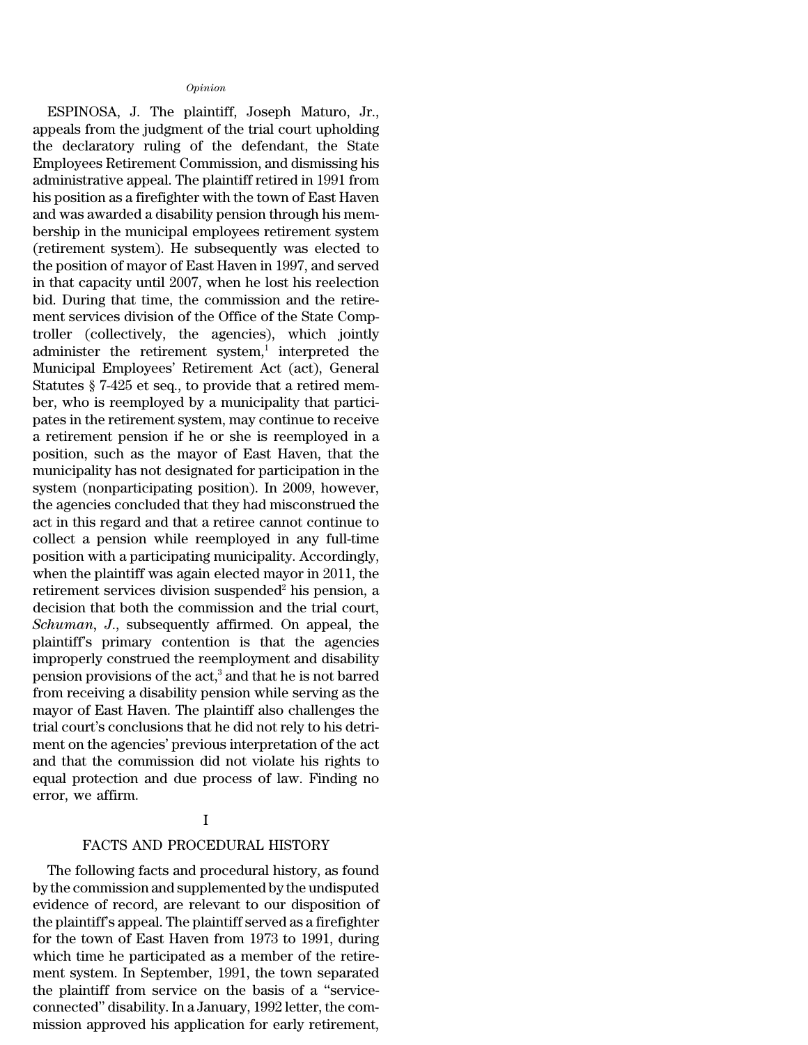*Opinion*

ESPINOSA, J. The plaintiff, Joseph Maturo, Jr., appeals from the judgment of the trial court upholding the declaratory ruling of the defendant, the State Employees Retirement Commission, and dismissing his administrative appeal. The plaintiff retired in 1991 from his position as a firefighter with the town of East Haven and was awarded a disability pension through his membership in the municipal employees retirement system (retirement system). He subsequently was elected to the position of mayor of East Haven in 1997, and served in that capacity until 2007, when he lost his reelection bid. During that time, the commission and the retirement services division of the Office of the State Comptroller (collectively, the agencies), which jointly administer the retirement system,[1] interpreted the Municipal Employees' Retirement Act (act), General Statutes § 7-425 et seq., to provide that a retired member, who is reemployed by a municipality that participates in the retirement system, may continue to receive a retirement pension if he or she is reemployed in a position, such as the mayor of East Haven, that the municipality has not designated for participation in the system (nonparticipating position). In 2009, however, the agencies concluded that they had misconstrued the act in this regard and that a retiree cannot continue to collect a pension while reemployed in any full-time position with a participating municipality. Accordingly, when the plaintiff was again elected mayor in 2011, the retirement services division suspended[2] his pension, a decision that both the commission and the trial court, *Schuman*, *J.*, subsequently affirmed. On appeal, the plaintiff's primary contention is that the agencies improperly construed the reemployment and disability pension provisions of the act,[3] and that he is not barred from receiving a disability pension while serving as the mayor of East Haven. The plaintiff also challenges the trial court's conclusions that he did not rely to his detriment on the agencies' previous interpretation of the act and that the commission did not violate his rights to equal protection and due process of law. Finding no error, we affirm.

## I

## FACTS AND PROCEDURAL HISTORY

The following facts and procedural history, as found by the commission and supplemented by the undisputed evidence of record, are relevant to our disposition of the plaintiff's appeal. The plaintiff served as a firefighter for the town of East Haven from 1973 to 1991, during which time he participated as a member of the retirement system. In September, 1991, the town separated the plaintiff from service on the basis of a "service-connected" disability. In a January, 1992 letter, the commission approved his application for early retirement,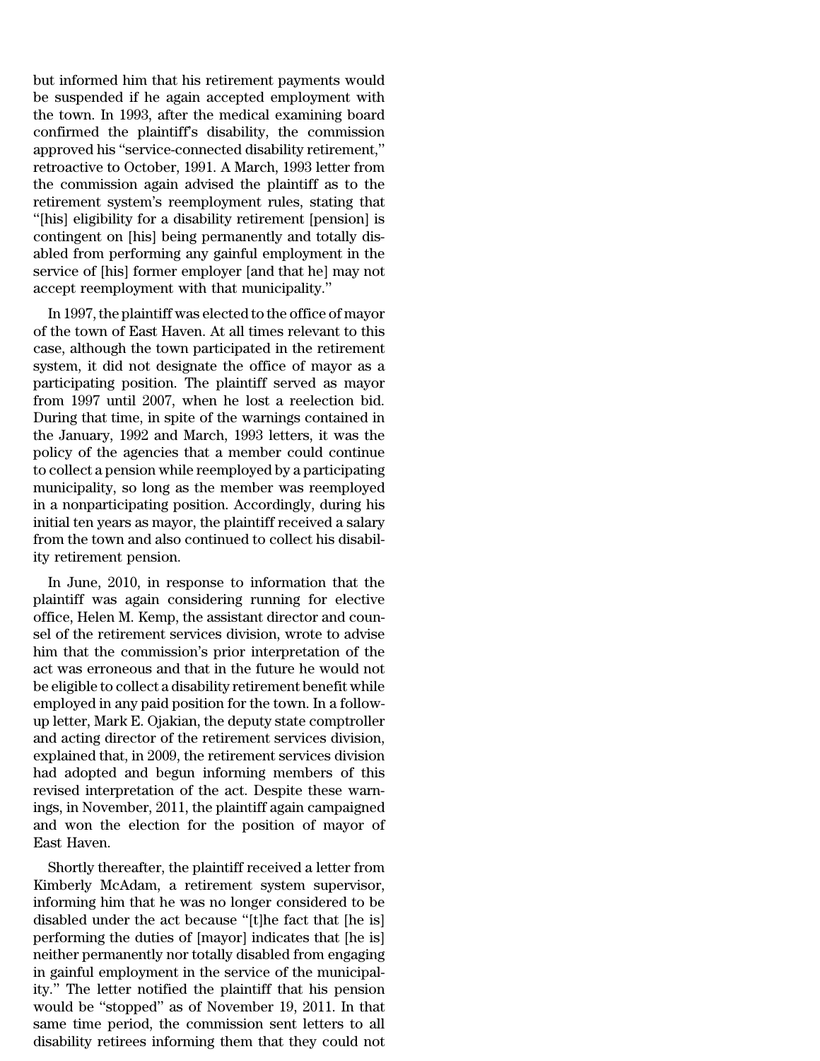but informed him that his retirement payments would be suspended if he again accepted employment with the town. In 1993, after the medical examining board confirmed the plaintiff's disability, the commission approved his "service-connected disability retirement," retroactive to October, 1991. A March, 1993 letter from the commission again advised the plaintiff as to the retirement system's reemployment rules, stating that "[his] eligibility for a disability retirement [pension] is contingent on [his] being permanently and totally disabled from performing any gainful employment in the service of [his] former employer [and that he] may not accept reemployment with that municipality."

In 1997, the plaintiff was elected to the office of mayor of the town of East Haven. At all times relevant to this case, although the town participated in the retirement system, it did not designate the office of mayor as a participating position. The plaintiff served as mayor from 1997 until 2007, when he lost a reelection bid. During that time, in spite of the warnings contained in the January, 1992 and March, 1993 letters, it was the policy of the agencies that a member could continue to collect a pension while reemployed by a participating municipality, so long as the member was reemployed in a nonparticipating position. Accordingly, during his initial ten years as mayor, the plaintiff received a salary from the town and also continued to collect his disability retirement pension.

In June, 2010, in response to information that the plaintiff was again considering running for elective office, Helen M. Kemp, the assistant director and counsel of the retirement services division, wrote to advise him that the commission's prior interpretation of the act was erroneous and that in the future he would not be eligible to collect a disability retirement benefit while employed in any paid position for the town. In a follow-up letter, Mark E. Ojakian, the deputy state comptroller and acting director of the retirement services division, explained that, in 2009, the retirement services division had adopted and begun informing members of this revised interpretation of the act. Despite these warnings, in November, 2011, the plaintiff again campaigned and won the election for the position of mayor of East Haven.

Shortly thereafter, the plaintiff received a letter from Kimberly McAdam, a retirement system supervisor, informing him that he was no longer considered to be disabled under the act because "[t]he fact that [he is] performing the duties of [mayor] indicates that [he is] neither permanently nor totally disabled from engaging in gainful employment in the service of the municipality." The letter notified the plaintiff that his pension would be "stopped" as of November 19, 2011. In that same time period, the commission sent letters to all disability retirees informing them that they could not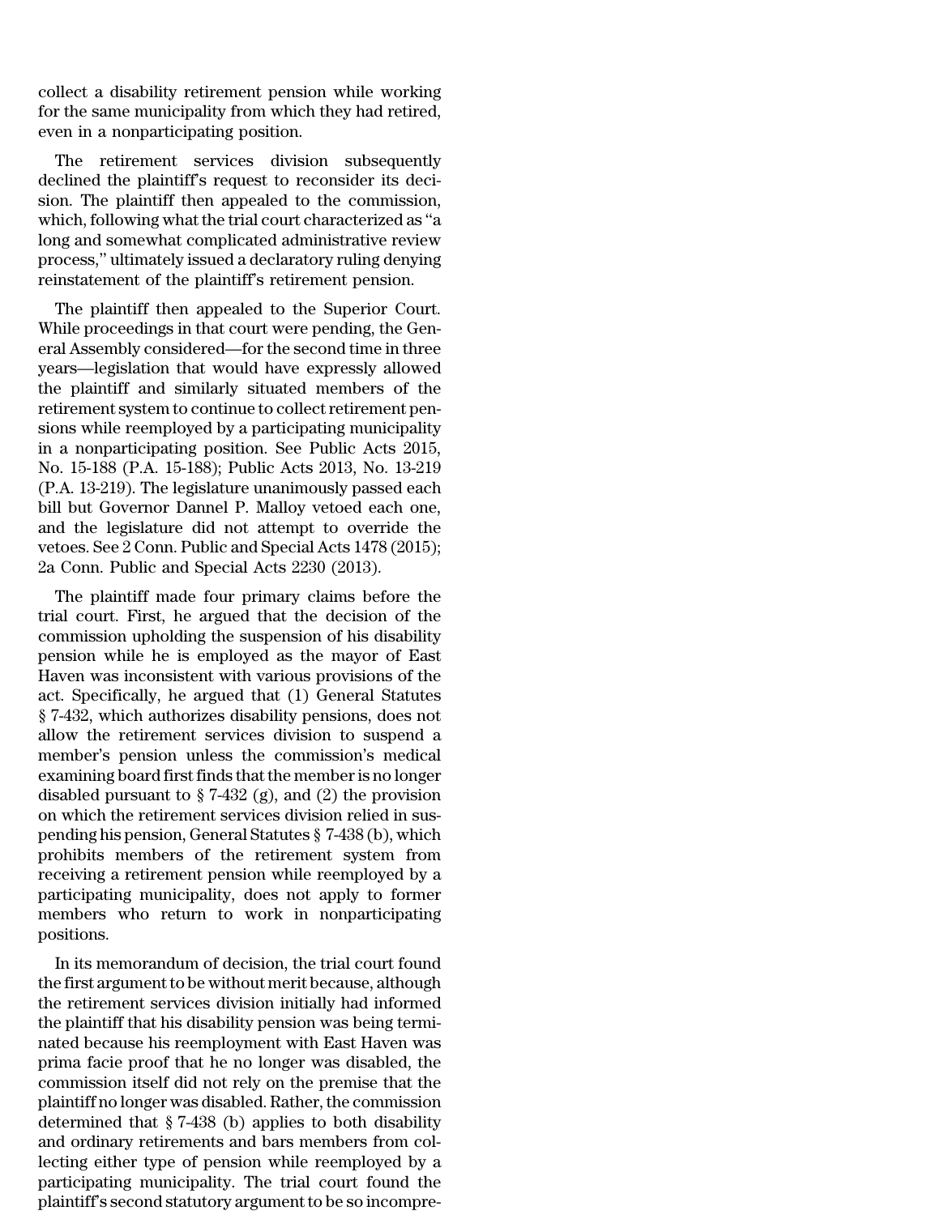collect a disability retirement pension while working for the same municipality from which they had retired, even in a nonparticipating position.

The retirement services division subsequently declined the plaintiff's request to reconsider its decision. The plaintiff then appealed to the commission, which, following what the trial court characterized as "a long and somewhat complicated administrative review process," ultimately issued a declaratory ruling denying reinstatement of the plaintiff's retirement pension.

The plaintiff then appealed to the Superior Court. While proceedings in that court were pending, the General Assembly considered—for the second time in three years—legislation that would have expressly allowed the plaintiff and similarly situated members of the retirement system to continue to collect retirement pensions while reemployed by a participating municipality in a nonparticipating position. See Public Acts 2015, No. 15-188 (P.A. 15-188); Public Acts 2013, No. 13-219 (P.A. 13-219). The legislature unanimously passed each bill but Governor Dannel P. Malloy vetoed each one, and the legislature did not attempt to override the vetoes. See 2 Conn. Public and Special Acts 1478 (2015); 2a Conn. Public and Special Acts 2230 (2013).

The plaintiff made four primary claims before the trial court. First, he argued that the decision of the commission upholding the suspension of his disability pension while he is employed as the mayor of East Haven was inconsistent with various provisions of the act. Specifically, he argued that (1) General Statutes § 7-432, which authorizes disability pensions, does not allow the retirement services division to suspend a member's pension unless the commission's medical examining board first finds that the member is no longer disabled pursuant to § 7-432 (g), and (2) the provision on which the retirement services division relied in suspending his pension, General Statutes § 7-438 (b), which prohibits members of the retirement system from receiving a retirement pension while reemployed by a participating municipality, does not apply to former members who return to work in nonparticipating positions.

In its memorandum of decision, the trial court found the first argument to be without merit because, although the retirement services division initially had informed the plaintiff that his disability pension was being terminated because his reemployment with East Haven was prima facie proof that he no longer was disabled, the commission itself did not rely on the premise that the plaintiff no longer was disabled. Rather, the commission determined that § 7-438 (b) applies to both disability and ordinary retirements and bars members from collecting either type of pension while reemployed by a participating municipality. The trial court found the plaintiff's second statutory argument to be so incompre-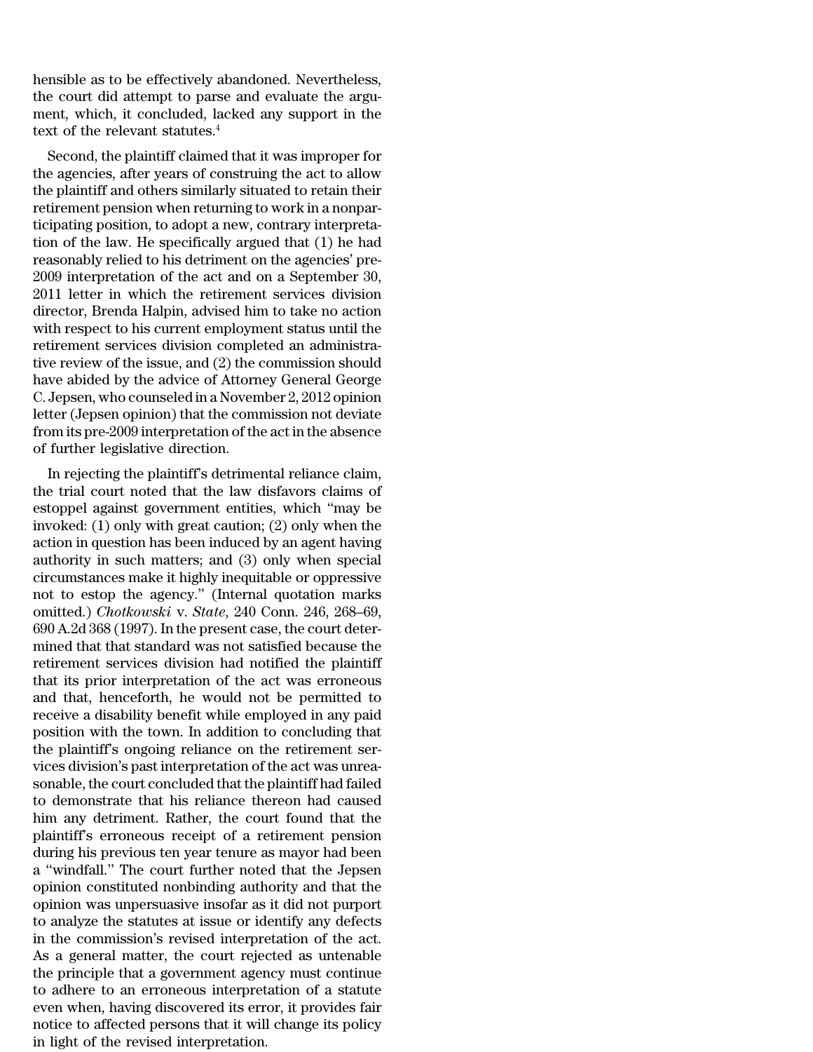hensible as to be effectively abandoned. Nevertheless, the court did attempt to parse and evaluate the argument, which, it concluded, lacked any support in the text of the relevant statutes.[4]

Second, the plaintiff claimed that it was improper for the agencies, after years of construing the act to allow the plaintiff and others similarly situated to retain their retirement pension when returning to work in a nonparticipating position, to adopt a new, contrary interpretation of the law. He specifically argued that (1) he had reasonably relied to his detriment on the agencies' pre-2009 interpretation of the act and on a September 30, 2011 letter in which the retirement services division director, Brenda Halpin, advised him to take no action with respect to his current employment status until the retirement services division completed an administrative review of the issue, and (2) the commission should have abided by the advice of Attorney General George C. Jepsen, who counseled in a November 2, 2012 opinion letter (Jepsen opinion) that the commission not deviate from its pre-2009 interpretation of the act in the absence of further legislative direction.

In rejecting the plaintiff's detrimental reliance claim, the trial court noted that the law disfavors claims of estoppel against government entities, which "may be invoked: (1) only with great caution; (2) only when the action in question has been induced by an agent having authority in such matters; and (3) only when special circumstances make it highly inequitable or oppressive not to estop the agency." (Internal quotation marks omitted.) *Chotkowski* v. *State*, 240 Conn. 246, 268–69, 690 A.2d 368 (1997). In the present case, the court determined that that standard was not satisfied because the retirement services division had notified the plaintiff that its prior interpretation of the act was erroneous and that, henceforth, he would not be permitted to receive a disability benefit while employed in any paid position with the town. In addition to concluding that the plaintiff's ongoing reliance on the retirement services division's past interpretation of the act was unreasonable, the court concluded that the plaintiff had failed to demonstrate that his reliance thereon had caused him any detriment. Rather, the court found that the plaintiff's erroneous receipt of a retirement pension during his previous ten year tenure as mayor had been a "windfall." The court further noted that the Jepsen opinion constituted nonbinding authority and that the opinion was unpersuasive insofar as it did not purport to analyze the statutes at issue or identify any defects in the commission's revised interpretation of the act. As a general matter, the court rejected as untenable the principle that a government agency must continue to adhere to an erroneous interpretation of a statute even when, having discovered its error, it provides fair notice to affected persons that it will change its policy in light of the revised interpretation.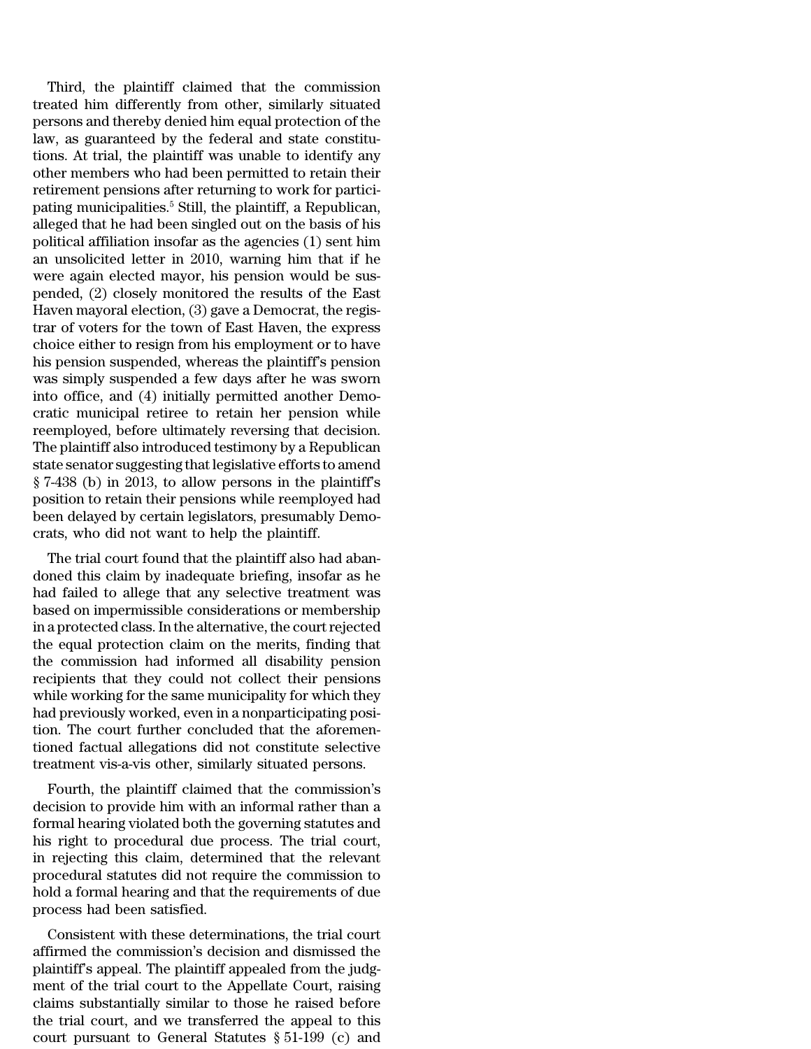Third, the plaintiff claimed that the commission treated him differently from other, similarly situated persons and thereby denied him equal protection of the law, as guaranteed by the federal and state constitutions. At trial, the plaintiff was unable to identify any other members who had been permitted to retain their retirement pensions after returning to work for participating municipalities.[5] Still, the plaintiff, a Republican, alleged that he had been singled out on the basis of his political affiliation insofar as the agencies (1) sent him an unsolicited letter in 2010, warning him that if he were again elected mayor, his pension would be suspended, (2) closely monitored the results of the East Haven mayoral election, (3) gave a Democrat, the registrar of voters for the town of East Haven, the express choice either to resign from his employment or to have his pension suspended, whereas the plaintiff's pension was simply suspended a few days after he was sworn into office, and (4) initially permitted another Democratic municipal retiree to retain her pension while reemployed, before ultimately reversing that decision. The plaintiff also introduced testimony by a Republican state senator suggesting that legislative efforts to amend § 7-438 (b) in 2013, to allow persons in the plaintiff's position to retain their pensions while reemployed had been delayed by certain legislators, presumably Democrats, who did not want to help the plaintiff.

The trial court found that the plaintiff also had abandoned this claim by inadequate briefing, insofar as he had failed to allege that any selective treatment was based on impermissible considerations or membership in a protected class. In the alternative, the court rejected the equal protection claim on the merits, finding that the commission had informed all disability pension recipients that they could not collect their pensions while working for the same municipality for which they had previously worked, even in a nonparticipating position. The court further concluded that the aforementioned factual allegations did not constitute selective treatment vis-a-vis other, similarly situated persons.

Fourth, the plaintiff claimed that the commission's decision to provide him with an informal rather than a formal hearing violated both the governing statutes and his right to procedural due process. The trial court, in rejecting this claim, determined that the relevant procedural statutes did not require the commission to hold a formal hearing and that the requirements of due process had been satisfied.

Consistent with these determinations, the trial court affirmed the commission's decision and dismissed the plaintiff's appeal. The plaintiff appealed from the judgment of the trial court to the Appellate Court, raising claims substantially similar to those he raised before the trial court, and we transferred the appeal to this court pursuant to General Statutes § 51-199 (c) and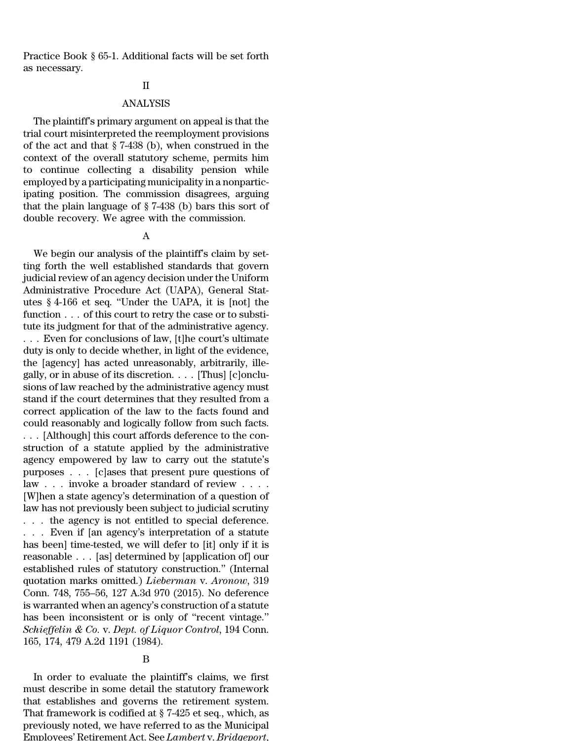Practice Book § 65-1. Additional facts will be set forth as necessary.

## II

## ANALYSIS

The plaintiff's primary argument on appeal is that the trial court misinterpreted the reemployment provisions of the act and that § 7-438 (b), when construed in the context of the overall statutory scheme, permits him to continue collecting a disability pension while employed by a participating municipality in a nonparticipating position. The commission disagrees, arguing that the plain language of § 7-438 (b) bars this sort of double recovery. We agree with the commission.

### A

We begin our analysis of the plaintiff's claim by setting forth the well established standards that govern judicial review of an agency decision under the Uniform Administrative Procedure Act (UAPA), General Statutes § 4-166 et seq. "Under the UAPA, it is [not] the function . . . of this court to retry the case or to substitute its judgment for that of the administrative agency. . . . Even for conclusions of law, [t]he court's ultimate duty is only to decide whether, in light of the evidence, the [agency] has acted unreasonably, arbitrarily, illegally, or in abuse of its discretion. . . . [Thus] [c]onclusions of law reached by the administrative agency must stand if the court determines that they resulted from a correct application of the law to the facts found and could reasonably and logically follow from such facts. . . . [Although] this court affords deference to the construction of a statute applied by the administrative agency empowered by law to carry out the statute's purposes . . . [c]ases that present pure questions of law . . . invoke a broader standard of review . . . . [W]hen a state agency's determination of a question of law has not previously been subject to judicial scrutiny . . . the agency is not entitled to special deference. . . . Even if [an agency's interpretation of a statute has been] time-tested, we will defer to [it] only if it is reasonable . . . [as] determined by [application of] our established rules of statutory construction." (Internal quotation marks omitted.) *Lieberman* v. *Aronow*, 319 Conn. 748, 755–56, 127 A.3d 970 (2015). No deference is warranted when an agency's construction of a statute has been inconsistent or is only of "recent vintage." *Schieffelin & Co.* v. *Dept. of Liquor Control*, 194 Conn. 165, 174, 479 A.2d 1191 (1984).

### B

In order to evaluate the plaintiff's claims, we first must describe in some detail the statutory framework that establishes and governs the retirement system. That framework is codified at § 7-425 et seq., which, as previously noted, we have referred to as the Municipal Employees' Retirement Act. See *Lambert* v. *Bridgeport*,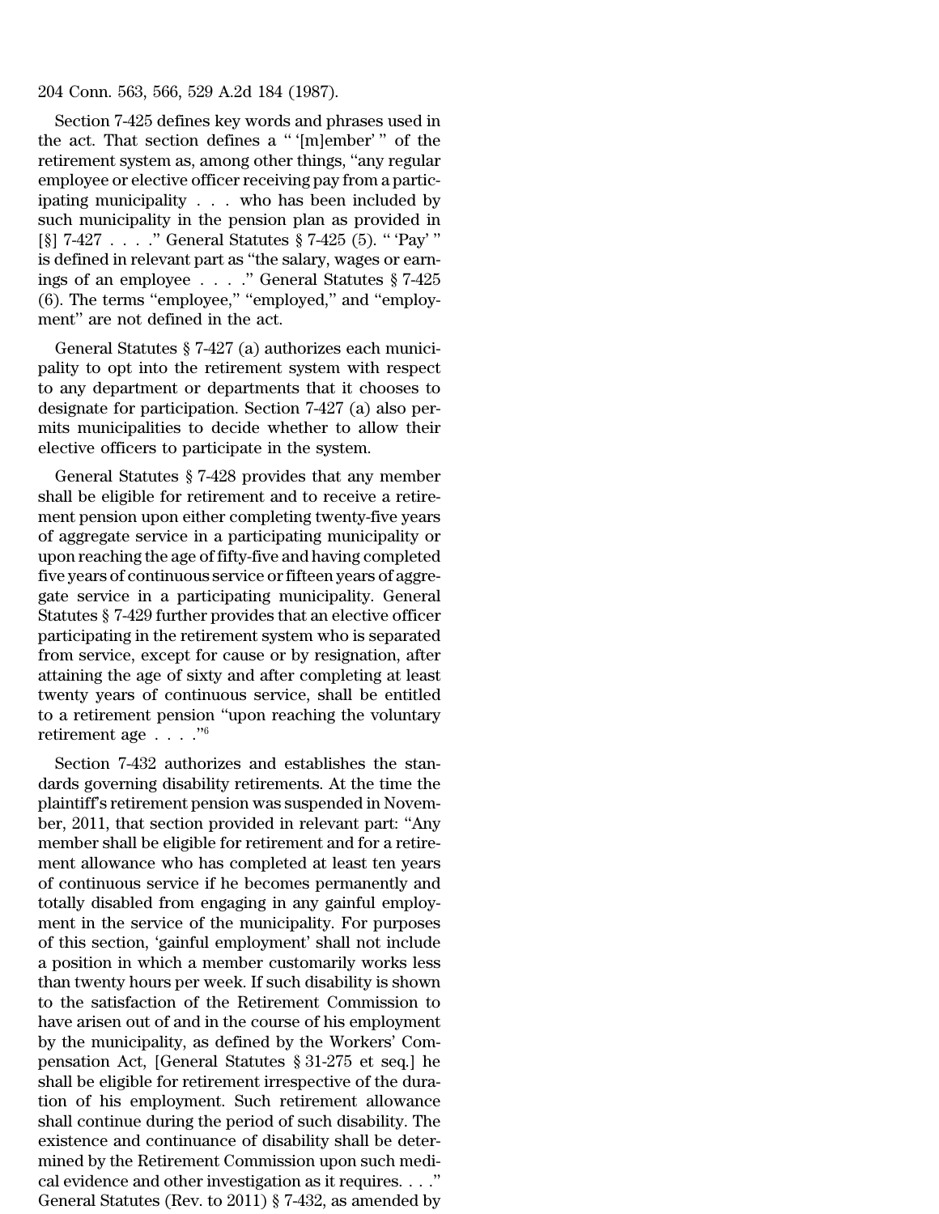204 Conn. 563, 566, 529 A.2d 184 (1987).

Section 7-425 defines key words and phrases used in the act. That section defines a " '[m]ember' " of the retirement system as, among other things, "any regular employee or elective officer receiving pay from a participating municipality . . . who has been included by such municipality in the pension plan as provided in [§] 7-427 . . . ." General Statutes § 7-425 (5). " 'Pay' " is defined in relevant part as "the salary, wages or earnings of an employee . . . ." General Statutes § 7-425 (6). The terms "employee," "employed," and "employment" are not defined in the act.

General Statutes § 7-427 (a) authorizes each municipality to opt into the retirement system with respect to any department or departments that it chooses to designate for participation. Section 7-427 (a) also permits municipalities to decide whether to allow their elective officers to participate in the system.

General Statutes § 7-428 provides that any member shall be eligible for retirement and to receive a retirement pension upon either completing twenty-five years of aggregate service in a participating municipality or upon reaching the age of fifty-five and having completed five years of continuous service or fifteen years of aggregate service in a participating municipality. General Statutes § 7-429 further provides that an elective officer participating in the retirement system who is separated from service, except for cause or by resignation, after attaining the age of sixty and after completing at least twenty years of continuous service, shall be entitled to a retirement pension "upon reaching the voluntary retirement age . . . ."[6]

Section 7-432 authorizes and establishes the standards governing disability retirements. At the time the plaintiff's retirement pension was suspended in November, 2011, that section provided in relevant part: "Any member shall be eligible for retirement and for a retirement allowance who has completed at least ten years of continuous service if he becomes permanently and totally disabled from engaging in any gainful employment in the service of the municipality. For purposes of this section, 'gainful employment' shall not include a position in which a member customarily works less than twenty hours per week. If such disability is shown to the satisfaction of the Retirement Commission to have arisen out of and in the course of his employment by the municipality, as defined by the Workers' Compensation Act, [General Statutes § 31-275 et seq.] he shall be eligible for retirement irrespective of the duration of his employment. Such retirement allowance shall continue during the period of such disability. The existence and continuance of disability shall be determined by the Retirement Commission upon such medical evidence and other investigation as it requires. . . ." General Statutes (Rev. to 2011) § 7-432, as amended by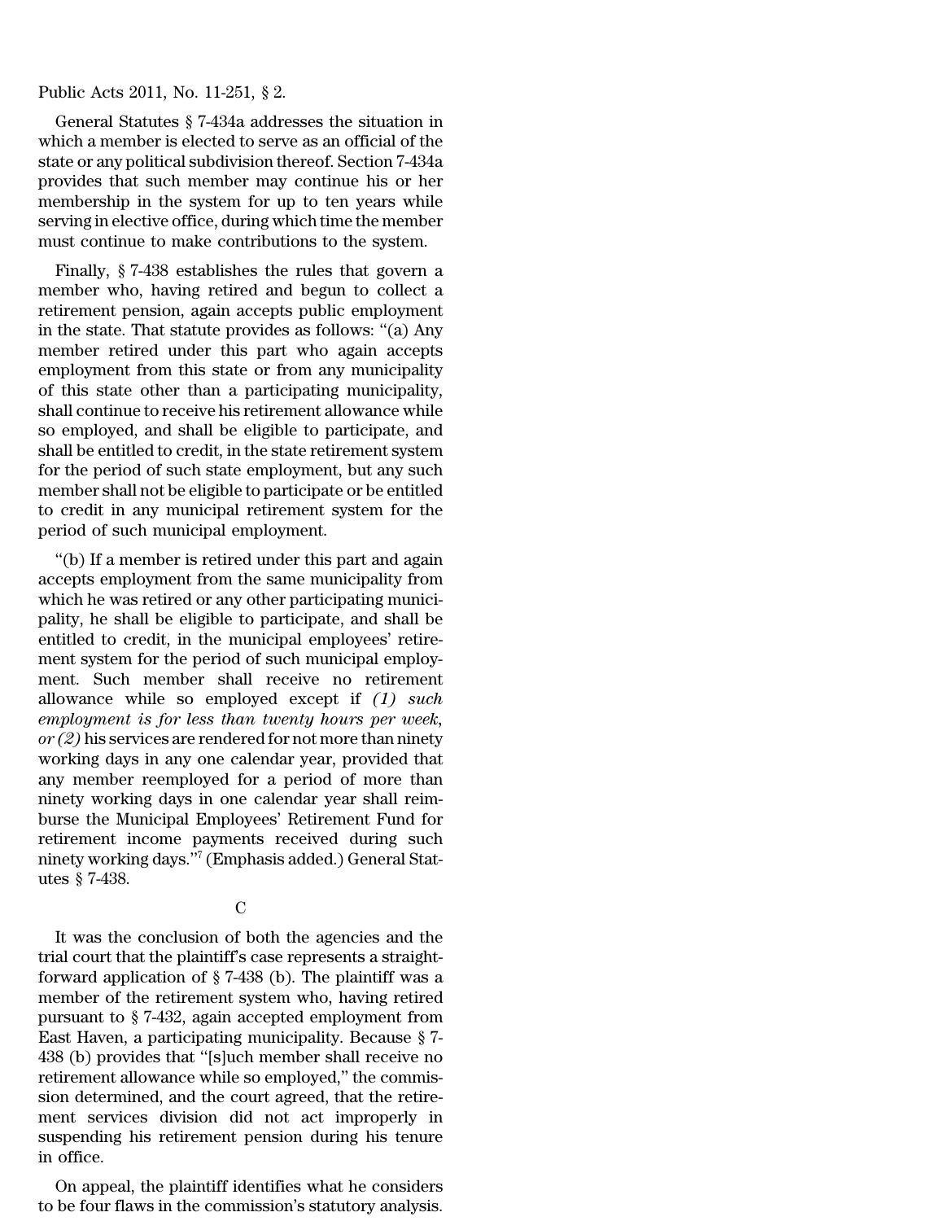Public Acts 2011, No. 11-251, § 2.

General Statutes § 7-434a addresses the situation in which a member is elected to serve as an official of the state or any political subdivision thereof. Section 7-434a provides that such member may continue his or her membership in the system for up to ten years while serving in elective office, during which time the member must continue to make contributions to the system.

Finally, § 7-438 establishes the rules that govern a member who, having retired and begun to collect a retirement pension, again accepts public employment in the state. That statute provides as follows: "(a) Any member retired under this part who again accepts employment from this state or from any municipality of this state other than a participating municipality, shall continue to receive his retirement allowance while so employed, and shall be eligible to participate, and shall be entitled to credit, in the state retirement system for the period of such state employment, but any such member shall not be eligible to participate or be entitled to credit in any municipal retirement system for the period of such municipal employment.

"(b) If a member is retired under this part and again accepts employment from the same municipality from which he was retired or any other participating municipality, he shall be eligible to participate, and shall be entitled to credit, in the municipal employees' retirement system for the period of such municipal employment. Such member shall receive no retirement allowance while so employed except if *(1) such employment is for less than twenty hours per week, or (2)* his services are rendered for not more than ninety working days in any one calendar year, provided that any member reemployed for a period of more than ninety working days in one calendar year shall reimburse the Municipal Employees' Retirement Fund for retirement income payments received during such ninety working days."[7] (Emphasis added.) General Statutes § 7-438.

C

It was the conclusion of both the agencies and the trial court that the plaintiff's case represents a straightforward application of § 7-438 (b). The plaintiff was a member of the retirement system who, having retired pursuant to § 7-432, again accepted employment from East Haven, a participating municipality. Because § 7-438 (b) provides that "[s]uch member shall receive no retirement allowance while so employed," the commission determined, and the court agreed, that the retirement services division did not act improperly in suspending his retirement pension during his tenure in office.

On appeal, the plaintiff identifies what he considers to be four flaws in the commission's statutory analysis.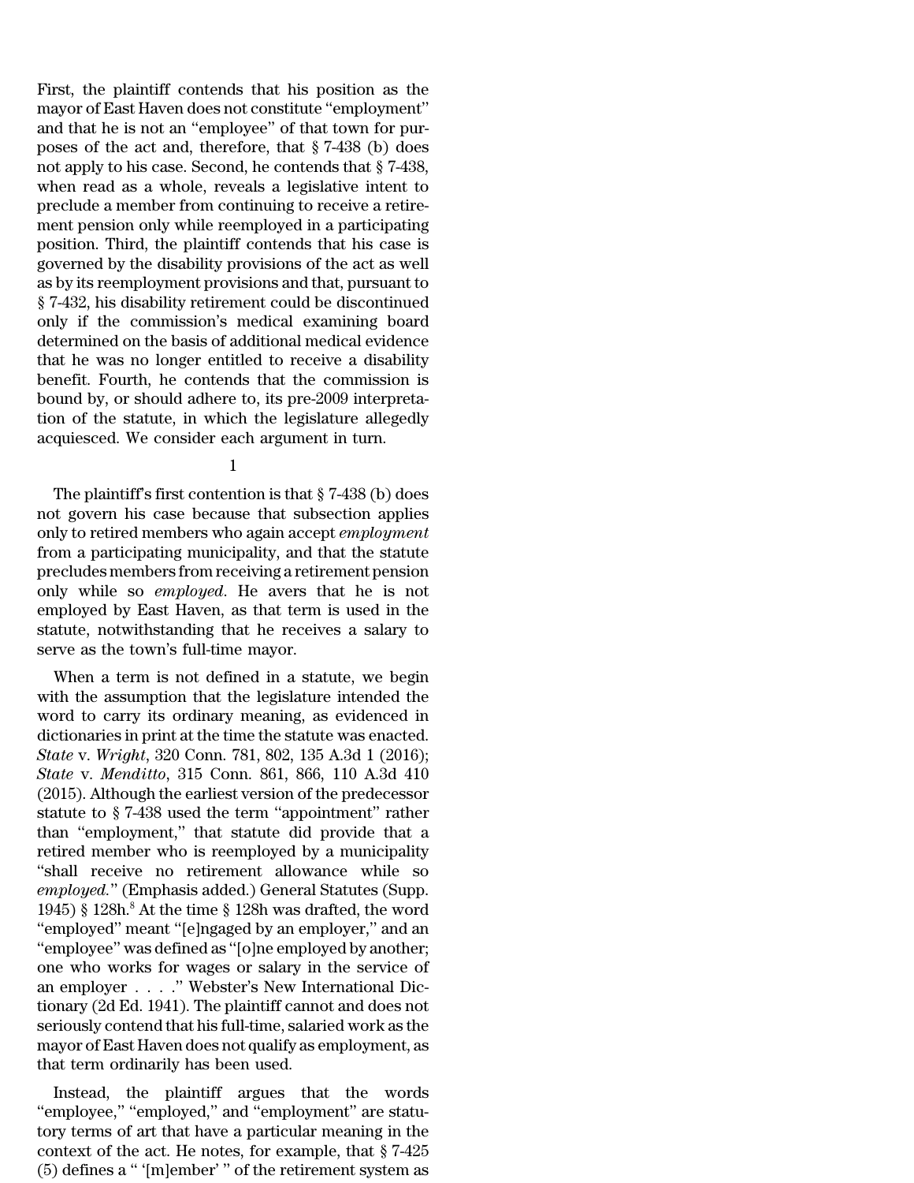First, the plaintiff contends that his position as the mayor of East Haven does not constitute "employment" and that he is not an "employee" of that town for purposes of the act and, therefore, that § 7-438 (b) does not apply to his case. Second, he contends that § 7-438, when read as a whole, reveals a legislative intent to preclude a member from continuing to receive a retirement pension only while reemployed in a participating position. Third, the plaintiff contends that his case is governed by the disability provisions of the act as well as by its reemployment provisions and that, pursuant to § 7-432, his disability retirement could be discontinued only if the commission's medical examining board determined on the basis of additional medical evidence that he was no longer entitled to receive a disability benefit. Fourth, he contends that the commission is bound by, or should adhere to, its pre-2009 interpretation of the statute, in which the legislature allegedly acquiesced. We consider each argument in turn.

1

The plaintiff's first contention is that § 7-438 (b) does not govern his case because that subsection applies only to retired members who again accept *employment* from a participating municipality, and that the statute precludes members from receiving a retirement pension only while so *employed*. He avers that he is not employed by East Haven, as that term is used in the statute, notwithstanding that he receives a salary to serve as the town's full-time mayor.

When a term is not defined in a statute, we begin with the assumption that the legislature intended the word to carry its ordinary meaning, as evidenced in dictionaries in print at the time the statute was enacted. *State* v. *Wright*, 320 Conn. 781, 802, 135 A.3d 1 (2016); *State* v. *Menditto*, 315 Conn. 861, 866, 110 A.3d 410 (2015). Although the earliest version of the predecessor statute to § 7-438 used the term "appointment" rather than "employment," that statute did provide that a retired member who is reemployed by a municipality "shall receive no retirement allowance while so *employed*." (Emphasis added.) General Statutes (Supp. 1945) § 128h.[8] At the time § 128h was drafted, the word "employed" meant "[e]ngaged by an employer," and an "employee" was defined as "[o]ne employed by another; one who works for wages or salary in the service of an employer . . . ." Webster's New International Dictionary (2d Ed. 1941). The plaintiff cannot and does not seriously contend that his full-time, salaried work as the mayor of East Haven does not qualify as employment, as that term ordinarily has been used.

Instead, the plaintiff argues that the words "employee," "employed," and "employment" are statutory terms of art that have a particular meaning in the context of the act. He notes, for example, that § 7-425 (5) defines a " '[m]ember' " of the retirement system as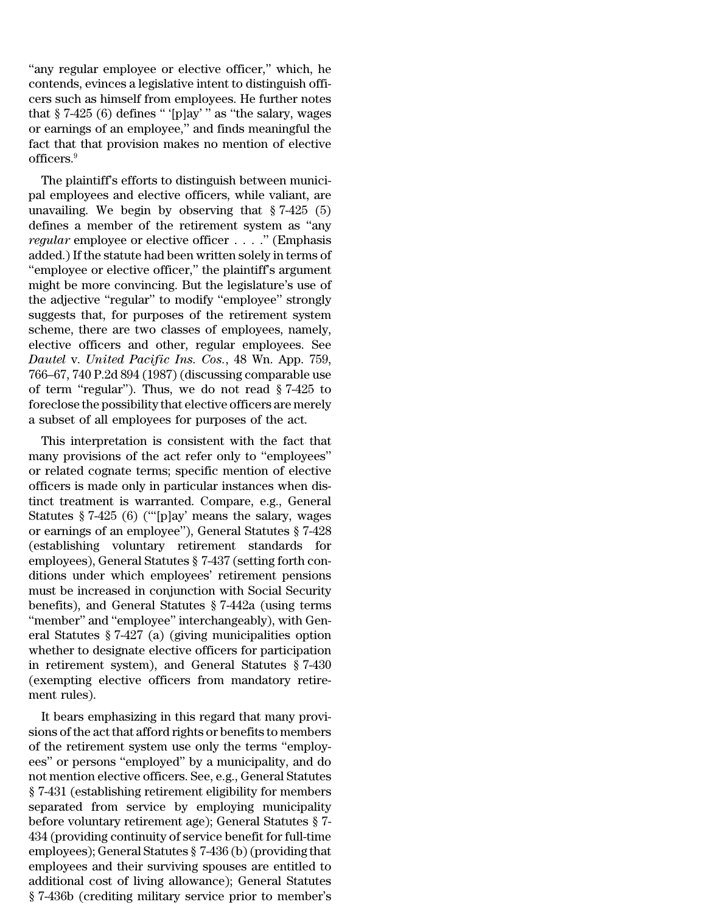"any regular employee or elective officer," which, he contends, evinces a legislative intent to distinguish officers such as himself from employees. He further notes that § 7-425 (6) defines " '[p]ay' " as "the salary, wages or earnings of an employee," and finds meaningful the fact that that provision makes no mention of elective officers.[9]

The plaintiff's efforts to distinguish between municipal employees and elective officers, while valiant, are unavailing. We begin by observing that § 7-425 (5) defines a member of the retirement system as "any *regular* employee or elective officer . . . ." (Emphasis added.) If the statute had been written solely in terms of "employee or elective officer," the plaintiff's argument might be more convincing. But the legislature's use of the adjective "regular" to modify "employee" strongly suggests that, for purposes of the retirement system scheme, there are two classes of employees, namely, elective officers and other, regular employees. See *Dautel* v. *United Pacific Ins. Cos.*, 48 Wn. App. 759, 766–67, 740 P.2d 894 (1987) (discussing comparable use of term "regular"). Thus, we do not read § 7-425 to foreclose the possibility that elective officers are merely a subset of all employees for purposes of the act.

This interpretation is consistent with the fact that many provisions of the act refer only to "employees" or related cognate terms; specific mention of elective officers is made only in particular instances when distinct treatment is warranted. Compare, e.g., General Statutes § 7-425 (6) ("'[p]ay' means the salary, wages or earnings of an employee"), General Statutes § 7-428 (establishing voluntary retirement standards for employees), General Statutes § 7-437 (setting forth conditions under which employees' retirement pensions must be increased in conjunction with Social Security benefits), and General Statutes § 7-442a (using terms "member" and "employee" interchangeably), with General Statutes § 7-427 (a) (giving municipalities option whether to designate elective officers for participation in retirement system), and General Statutes § 7-430 (exempting elective officers from mandatory retirement rules).

It bears emphasizing in this regard that many provisions of the act that afford rights or benefits to members of the retirement system use only the terms "employees" or persons "employed" by a municipality, and do not mention elective officers. See, e.g., General Statutes § 7-431 (establishing retirement eligibility for members separated from service by employing municipality before voluntary retirement age); General Statutes § 7-434 (providing continuity of service benefit for full-time employees); General Statutes § 7-436 (b) (providing that employees and their surviving spouses are entitled to additional cost of living allowance); General Statutes § 7-436b (crediting military service prior to member's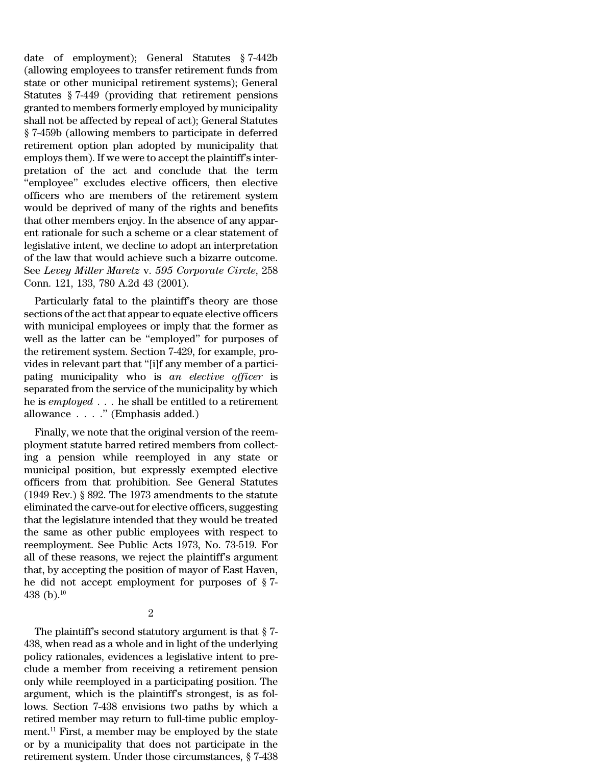date of employment); General Statutes § 7-442b (allowing employees to transfer retirement funds from state or other municipal retirement systems); General Statutes § 7-449 (providing that retirement pensions granted to members formerly employed by municipality shall not be affected by repeal of act); General Statutes § 7-459b (allowing members to participate in deferred retirement option plan adopted by municipality that employs them). If we were to accept the plaintiff's interpretation of the act and conclude that the term "employee" excludes elective officers, then elective officers who are members of the retirement system would be deprived of many of the rights and benefits that other members enjoy. In the absence of any apparent rationale for such a scheme or a clear statement of legislative intent, we decline to adopt an interpretation of the law that would achieve such a bizarre outcome. See *Levey Miller Maretz* v. *595 Corporate Circle*, 258 Conn. 121, 133, 780 A.2d 43 (2001).

Particularly fatal to the plaintiff's theory are those sections of the act that appear to equate elective officers with municipal employees or imply that the former as well as the latter can be "employed" for purposes of the retirement system. Section 7-429, for example, provides in relevant part that "[i]f any member of a participating municipality who is *an elective officer* is separated from the service of the municipality by which he is *employed* . . . he shall be entitled to a retirement allowance . . . ." (Emphasis added.)

Finally, we note that the original version of the reemployment statute barred retired members from collecting a pension while reemployed in any state or municipal position, but expressly exempted elective officers from that prohibition. See General Statutes (1949 Rev.) § 892. The 1973 amendments to the statute eliminated the carve-out for elective officers, suggesting that the legislature intended that they would be treated the same as other public employees with respect to reemployment. See Public Acts 1973, No. 73-519. For all of these reasons, we reject the plaintiff's argument that, by accepting the position of mayor of East Haven, he did not accept employment for purposes of § 7-438 (b).[10]

2

The plaintiff's second statutory argument is that § 7-438, when read as a whole and in light of the underlying policy rationales, evidences a legislative intent to preclude a member from receiving a retirement pension only while reemployed in a participating position. The argument, which is the plaintiff's strongest, is as follows. Section 7-438 envisions two paths by which a retired member may return to full-time public employment.[11] First, a member may be employed by the state or by a municipality that does not participate in the retirement system. Under those circumstances, § 7-438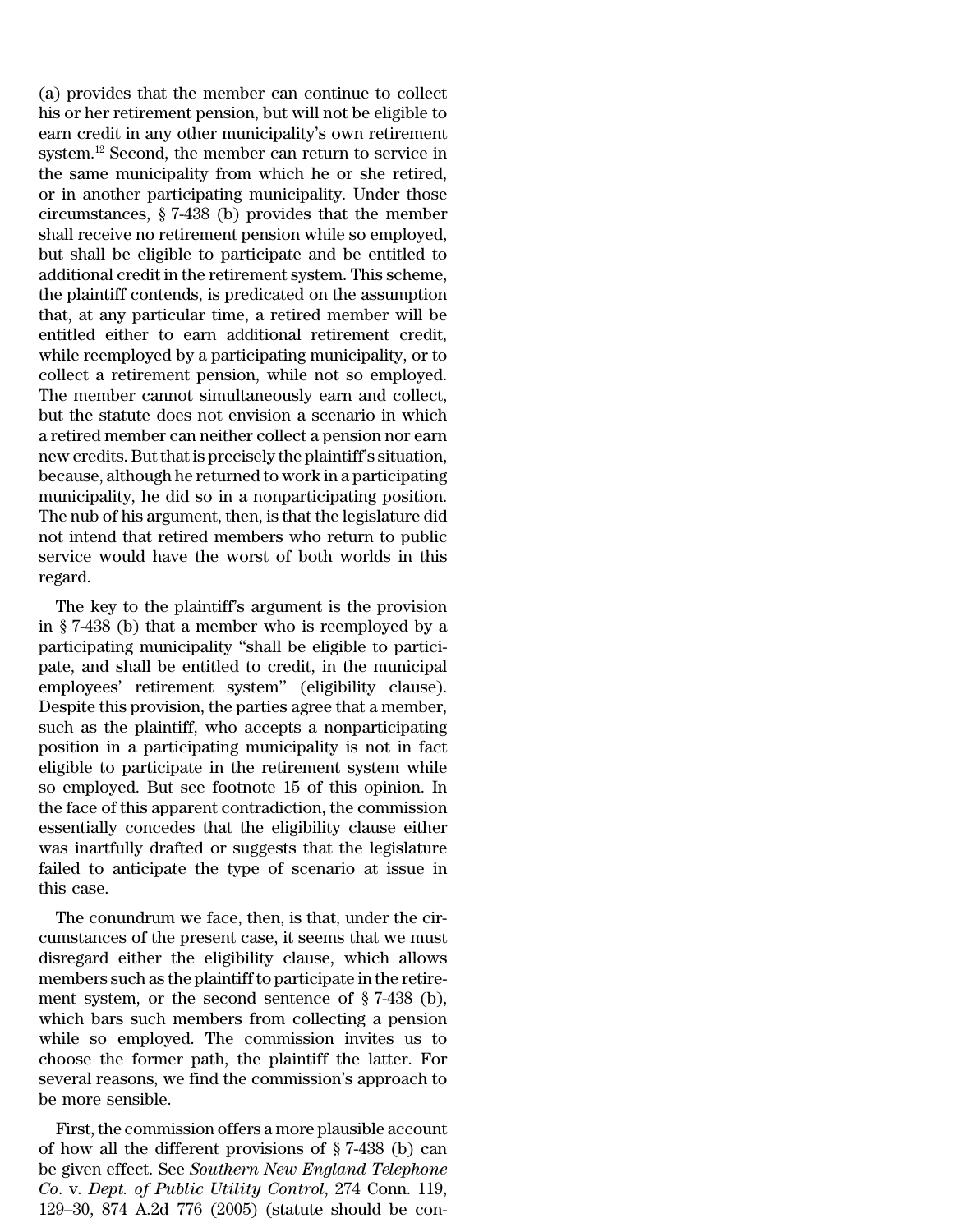(a) provides that the member can continue to collect his or her retirement pension, but will not be eligible to earn credit in any other municipality's own retirement system.[12] Second, the member can return to service in the same municipality from which he or she retired, or in another participating municipality. Under those circumstances, § 7-438 (b) provides that the member shall receive no retirement pension while so employed, but shall be eligible to participate and be entitled to additional credit in the retirement system. This scheme, the plaintiff contends, is predicated on the assumption that, at any particular time, a retired member will be entitled either to earn additional retirement credit, while reemployed by a participating municipality, or to collect a retirement pension, while not so employed. The member cannot simultaneously earn and collect, but the statute does not envision a scenario in which a retired member can neither collect a pension nor earn new credits. But that is precisely the plaintiff's situation, because, although he returned to work in a participating municipality, he did so in a nonparticipating position. The nub of his argument, then, is that the legislature did not intend that retired members who return to public service would have the worst of both worlds in this regard.

The key to the plaintiff's argument is the provision in § 7-438 (b) that a member who is reemployed by a participating municipality "shall be eligible to participate, and shall be entitled to credit, in the municipal employees' retirement system" (eligibility clause). Despite this provision, the parties agree that a member, such as the plaintiff, who accepts a nonparticipating position in a participating municipality is not in fact eligible to participate in the retirement system while so employed. But see footnote 15 of this opinion. In the face of this apparent contradiction, the commission essentially concedes that the eligibility clause either was inartfully drafted or suggests that the legislature failed to anticipate the type of scenario at issue in this case.

The conundrum we face, then, is that, under the circumstances of the present case, it seems that we must disregard either the eligibility clause, which allows members such as the plaintiff to participate in the retirement system, or the second sentence of § 7-438 (b), which bars such members from collecting a pension while so employed. The commission invites us to choose the former path, the plaintiff the latter. For several reasons, we find the commission's approach to be more sensible.

First, the commission offers a more plausible account of how all the different provisions of § 7-438 (b) can be given effect. See *Southern New England Telephone Co.* v. *Dept. of Public Utility Control*, 274 Conn. 119, 129–30, 874 A.2d 776 (2005) (statute should be con-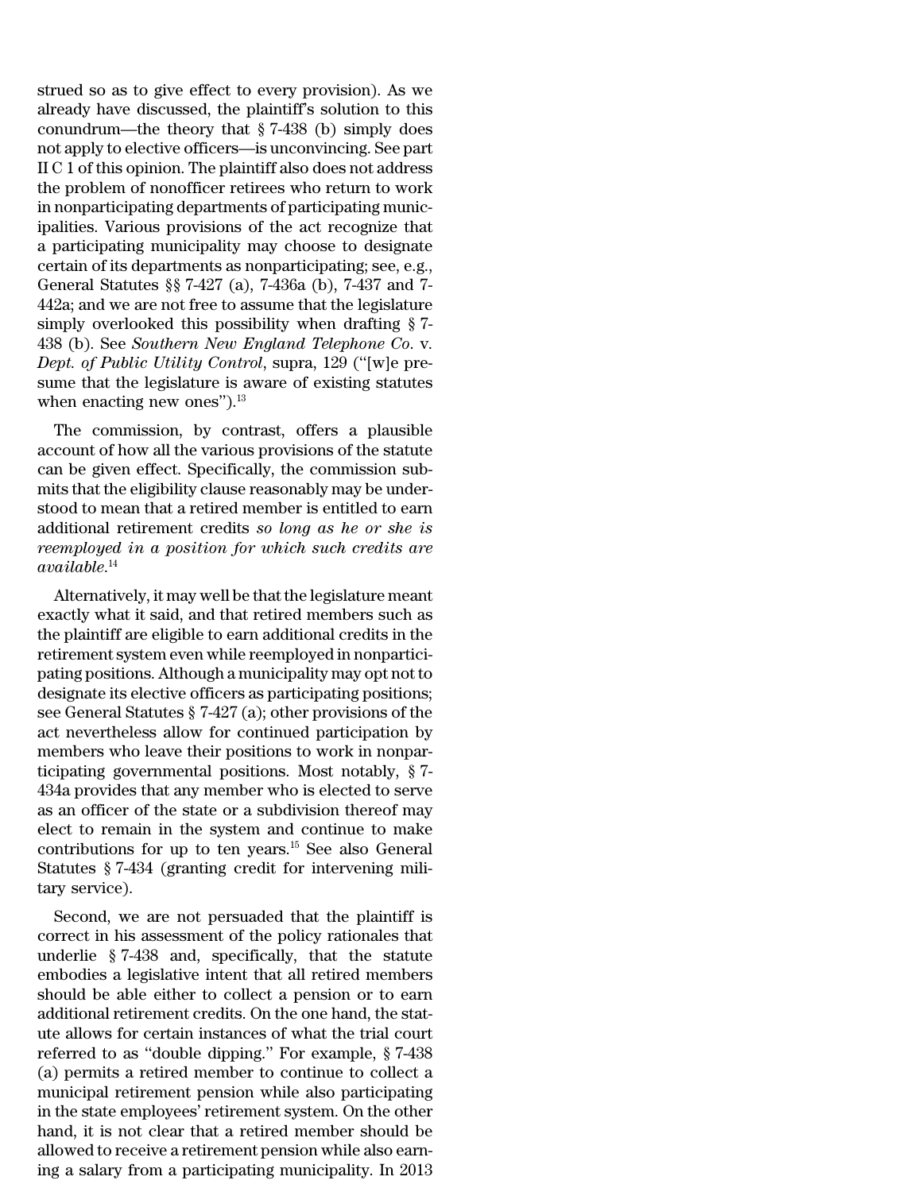strued so as to give effect to every provision). As we already have discussed, the plaintiff's solution to this conundrum—the theory that § 7-438 (b) simply does not apply to elective officers—is unconvincing. See part II C 1 of this opinion. The plaintiff also does not address the problem of nonofficer retirees who return to work in nonparticipating departments of participating municipalities. Various provisions of the act recognize that a participating municipality may choose to designate certain of its departments as nonparticipating; see, e.g., General Statutes §§ 7-427 (a), 7-436a (b), 7-437 and 7-442a; and we are not free to assume that the legislature simply overlooked this possibility when drafting § 7-438 (b). See *Southern New England Telephone Co.* v. *Dept. of Public Utility Control*, supra, 129 ("[w]e presume that the legislature is aware of existing statutes when enacting new ones").[13]

The commission, by contrast, offers a plausible account of how all the various provisions of the statute can be given effect. Specifically, the commission submits that the eligibility clause reasonably may be understood to mean that a retired member is entitled to earn additional retirement credits *so long as he or she is reemployed in a position for which such credits are available*.[14]

Alternatively, it may well be that the legislature meant exactly what it said, and that retired members such as the plaintiff are eligible to earn additional credits in the retirement system even while reemployed in nonparticipating positions. Although a municipality may opt not to designate its elective officers as participating positions; see General Statutes § 7-427 (a); other provisions of the act nevertheless allow for continued participation by members who leave their positions to work in nonparticipating governmental positions. Most notably, § 7-434a provides that any member who is elected to serve as an officer of the state or a subdivision thereof may elect to remain in the system and continue to make contributions for up to ten years.[15] See also General Statutes § 7-434 (granting credit for intervening military service).

Second, we are not persuaded that the plaintiff is correct in his assessment of the policy rationales that underlie § 7-438 and, specifically, that the statute embodies a legislative intent that all retired members should be able either to collect a pension or to earn additional retirement credits. On the one hand, the statute allows for certain instances of what the trial court referred to as "double dipping." For example, § 7-438 (a) permits a retired member to continue to collect a municipal retirement pension while also participating in the state employees' retirement system. On the other hand, it is not clear that a retired member should be allowed to receive a retirement pension while also earning a salary from a participating municipality. In 2013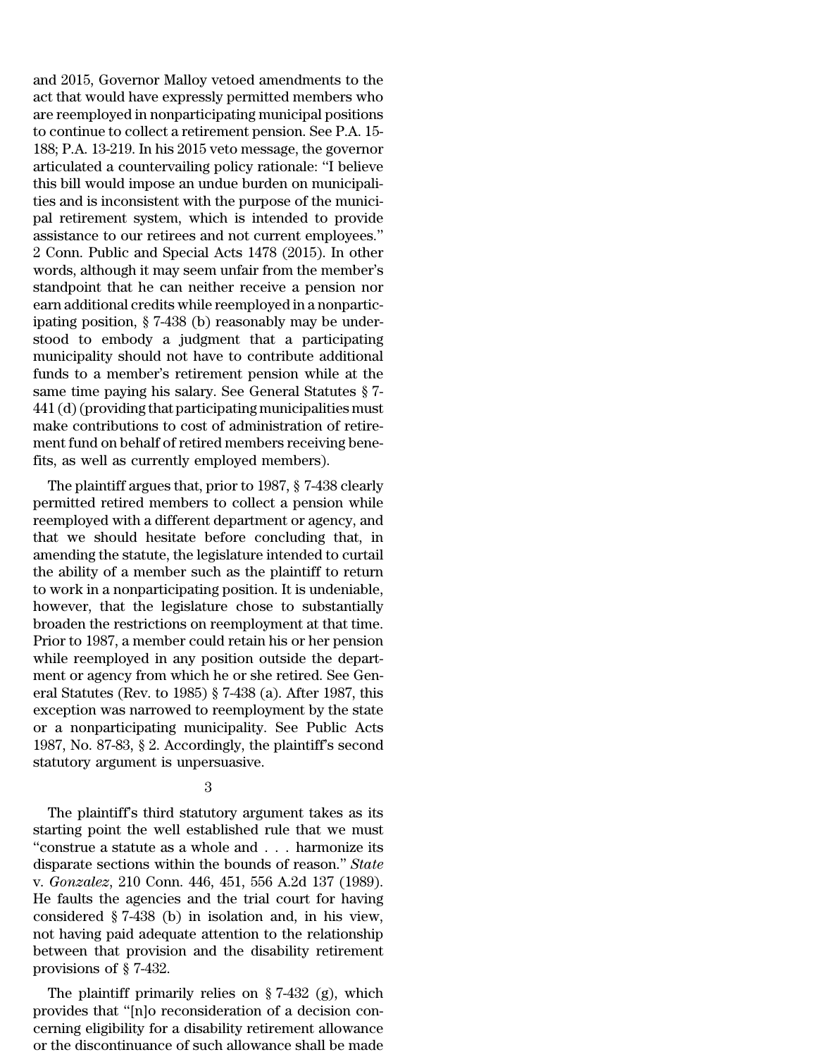and 2015, Governor Malloy vetoed amendments to the act that would have expressly permitted members who are reemployed in nonparticipating municipal positions to continue to collect a retirement pension. See P.A. 15-188; P.A. 13-219. In his 2015 veto message, the governor articulated a countervailing policy rationale: "I believe this bill would impose an undue burden on municipalities and is inconsistent with the purpose of the municipal retirement system, which is intended to provide assistance to our retirees and not current employees." 2 Conn. Public and Special Acts 1478 (2015). In other words, although it may seem unfair from the member's standpoint that he can neither receive a pension nor earn additional credits while reemployed in a nonparticipating position, § 7-438 (b) reasonably may be understood to embody a judgment that a participating municipality should not have to contribute additional funds to a member's retirement pension while at the same time paying his salary. See General Statutes § 7-441 (d) (providing that participating municipalities must make contributions to cost of administration of retirement fund on behalf of retired members receiving benefits, as well as currently employed members).

The plaintiff argues that, prior to 1987, § 7-438 clearly permitted retired members to collect a pension while reemployed with a different department or agency, and that we should hesitate before concluding that, in amending the statute, the legislature intended to curtail the ability of a member such as the plaintiff to return to work in a nonparticipating position. It is undeniable, however, that the legislature chose to substantially broaden the restrictions on reemployment at that time. Prior to 1987, a member could retain his or her pension while reemployed in any position outside the department or agency from which he or she retired. See General Statutes (Rev. to 1985) § 7-438 (a). After 1987, this exception was narrowed to reemployment by the state or a nonparticipating municipality. See Public Acts 1987, No. 87-83, § 2. Accordingly, the plaintiff's second statutory argument is unpersuasive.

3

The plaintiff's third statutory argument takes as its starting point the well established rule that we must "construe a statute as a whole and . . . harmonize its disparate sections within the bounds of reason." *State* v. *Gonzalez*, 210 Conn. 446, 451, 556 A.2d 137 (1989). He faults the agencies and the trial court for having considered § 7-438 (b) in isolation and, in his view, not having paid adequate attention to the relationship between that provision and the disability retirement provisions of § 7-432.

The plaintiff primarily relies on § 7-432 (g), which provides that "[n]o reconsideration of a decision concerning eligibility for a disability retirement allowance or the discontinuance of such allowance shall be made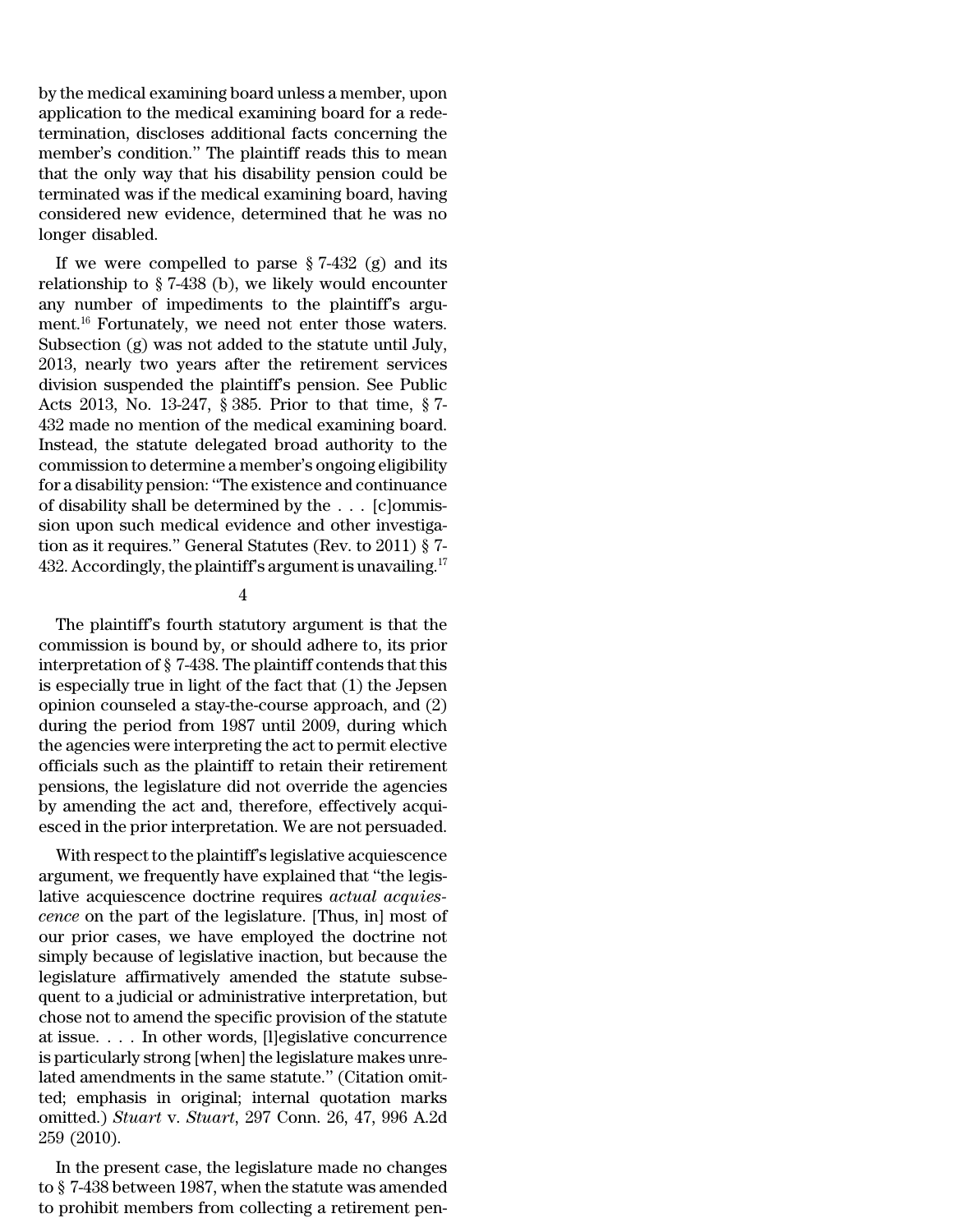by the medical examining board unless a member, upon application to the medical examining board for a redetermination, discloses additional facts concerning the member's condition." The plaintiff reads this to mean that the only way that his disability pension could be terminated was if the medical examining board, having considered new evidence, determined that he was no longer disabled.

If we were compelled to parse § 7-432 (g) and its relationship to § 7-438 (b), we likely would encounter any number of impediments to the plaintiff's argument.[16] Fortunately, we need not enter those waters. Subsection (g) was not added to the statute until July, 2013, nearly two years after the retirement services division suspended the plaintiff's pension. See Public Acts 2013, No. 13-247, § 385. Prior to that time, § 7-432 made no mention of the medical examining board. Instead, the statute delegated broad authority to the commission to determine a member's ongoing eligibility for a disability pension: "The existence and continuance of disability shall be determined by the . . . [c]ommission upon such medical evidence and other investigation as it requires." General Statutes (Rev. to 2011) § 7-432. Accordingly, the plaintiff's argument is unavailing.[17]

4

The plaintiff's fourth statutory argument is that the commission is bound by, or should adhere to, its prior interpretation of § 7-438. The plaintiff contends that this is especially true in light of the fact that (1) the Jepsen opinion counseled a stay-the-course approach, and (2) during the period from 1987 until 2009, during which the agencies were interpreting the act to permit elective officials such as the plaintiff to retain their retirement pensions, the legislature did not override the agencies by amending the act and, therefore, effectively acquiesced in the prior interpretation. We are not persuaded.

With respect to the plaintiff's legislative acquiescence argument, we frequently have explained that "the legislative acquiescence doctrine requires *actual acquiescence* on the part of the legislature. [Thus, in] most of our prior cases, we have employed the doctrine not simply because of legislative inaction, but because the legislature affirmatively amended the statute subsequent to a judicial or administrative interpretation, but chose not to amend the specific provision of the statute at issue. . . . In other words, [l]egislative concurrence is particularly strong [when] the legislature makes unrelated amendments in the same statute." (Citation omitted; emphasis in original; internal quotation marks omitted.) *Stuart* v. *Stuart*, 297 Conn. 26, 47, 996 A.2d 259 (2010).

In the present case, the legislature made no changes to § 7-438 between 1987, when the statute was amended to prohibit members from collecting a retirement pen-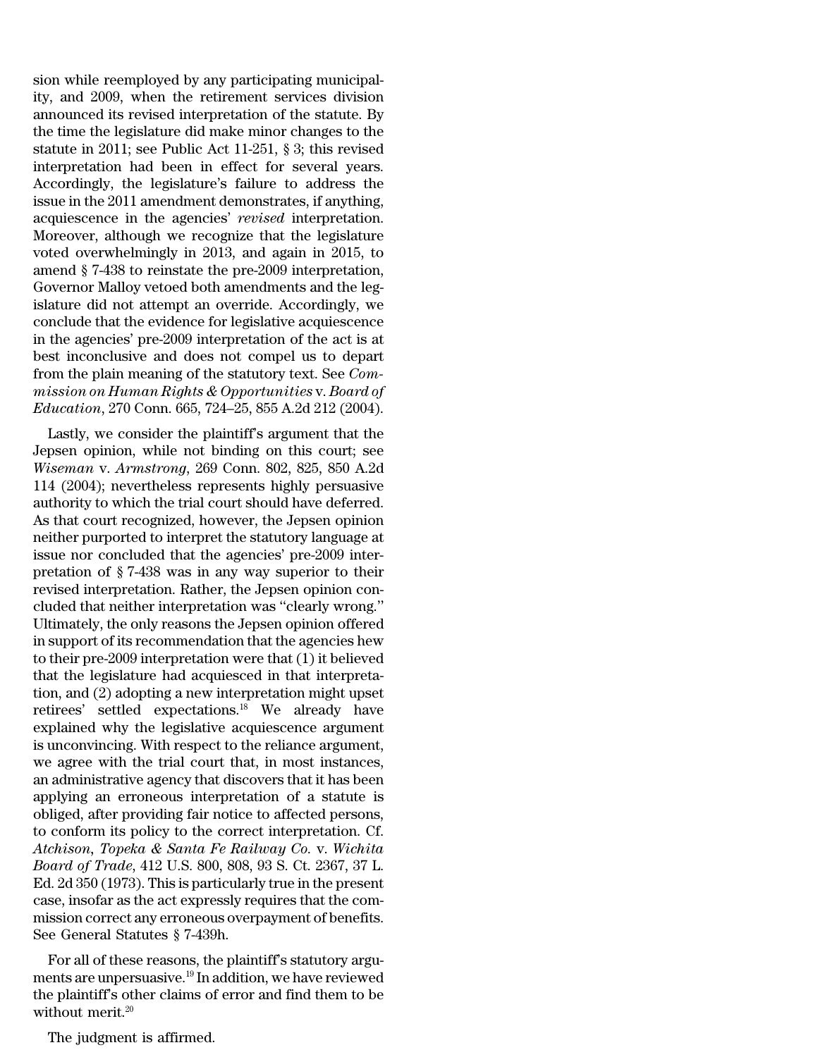sion while reemployed by any participating municipality, and 2009, when the retirement services division announced its revised interpretation of the statute. By the time the legislature did make minor changes to the statute in 2011; see Public Act 11-251, § 3; this revised interpretation had been in effect for several years. Accordingly, the legislature's failure to address the issue in the 2011 amendment demonstrates, if anything, acquiescence in the agencies' *revised* interpretation. Moreover, although we recognize that the legislature voted overwhelmingly in 2013, and again in 2015, to amend § 7-438 to reinstate the pre-2009 interpretation, Governor Malloy vetoed both amendments and the legislature did not attempt an override. Accordingly, we conclude that the evidence for legislative acquiescence in the agencies' pre-2009 interpretation of the act is at best inconclusive and does not compel us to depart from the plain meaning of the statutory text. See *Commission on Human Rights & Opportunities* v. *Board of Education*, 270 Conn. 665, 724–25, 855 A.2d 212 (2004).

Lastly, we consider the plaintiff's argument that the Jepsen opinion, while not binding on this court; see *Wiseman* v. *Armstrong*, 269 Conn. 802, 825, 850 A.2d 114 (2004); nevertheless represents highly persuasive authority to which the trial court should have deferred. As that court recognized, however, the Jepsen opinion neither purported to interpret the statutory language at issue nor concluded that the agencies' pre-2009 interpretation of § 7-438 was in any way superior to their revised interpretation. Rather, the Jepsen opinion concluded that neither interpretation was "clearly wrong." Ultimately, the only reasons the Jepsen opinion offered in support of its recommendation that the agencies hew to their pre-2009 interpretation were that (1) it believed that the legislature had acquiesced in that interpretation, and (2) adopting a new interpretation might upset retirees' settled expectations.[18] We already have explained why the legislative acquiescence argument is unconvincing. With respect to the reliance argument, we agree with the trial court that, in most instances, an administrative agency that discovers that it has been applying an erroneous interpretation of a statute is obliged, after providing fair notice to affected persons, to conform its policy to the correct interpretation. Cf. *Atchison, Topeka & Santa Fe Railway Co.* v. *Wichita Board of Trade*, 412 U.S. 800, 808, 93 S. Ct. 2367, 37 L. Ed. 2d 350 (1973). This is particularly true in the present case, insofar as the act expressly requires that the commission correct any erroneous overpayment of benefits. See General Statutes § 7-439h.

For all of these reasons, the plaintiff's statutory arguments are unpersuasive.[19] In addition, we have reviewed the plaintiff's other claims of error and find them to be without merit.[20]

The judgment is affirmed.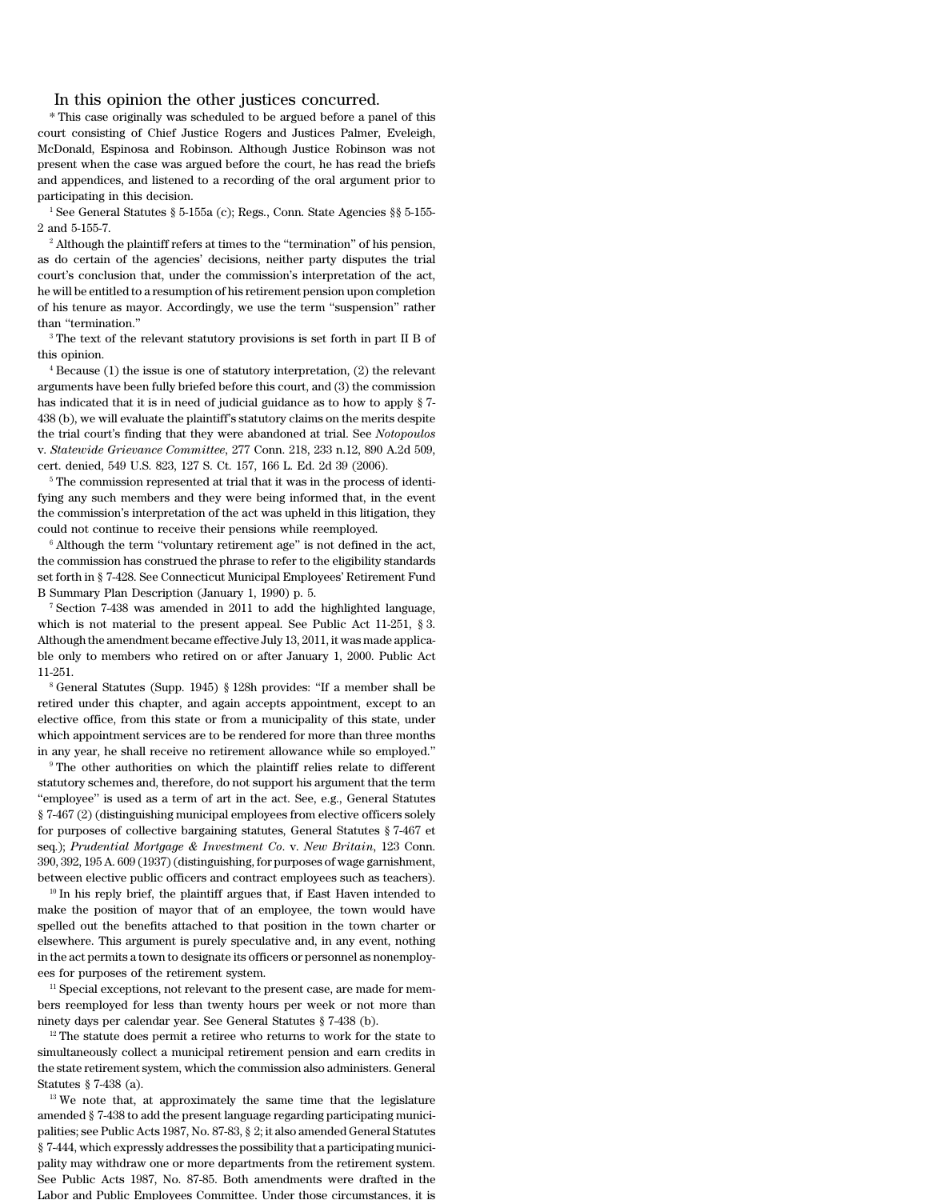In this opinion the other justices concurred.

\* This case originally was scheduled to be argued before a panel of this court consisting of Chief Justice Rogers and Justices Palmer, Eveleigh, McDonald, Espinosa and Robinson. Although Justice Robinson was not present when the case was argued before the court, he has read the briefs and appendices, and listened to a recording of the oral argument prior to participating in this decision.

[1] See General Statutes § 5-155a (c); Regs., Conn. State Agencies §§ 5-155-2 and 5-155-7.

[2] Although the plaintiff refers at times to the "termination" of his pension, as do certain of the agencies' decisions, neither party disputes the trial court's conclusion that, under the commission's interpretation of the act, he will be entitled to a resumption of his retirement pension upon completion of his tenure as mayor. Accordingly, we use the term "suspension" rather than "termination."

[3] The text of the relevant statutory provisions is set forth in part II B of this opinion.

[4] Because (1) the issue is one of statutory interpretation, (2) the relevant arguments have been fully briefed before this court, and (3) the commission has indicated that it is in need of judicial guidance as to how to apply § 7-438 (b), we will evaluate the plaintiff's statutory claims on the merits despite the trial court's finding that they were abandoned at trial. See *Notopoulos* v. *Statewide Grievance Committee*, 277 Conn. 218, 233 n.12, 890 A.2d 509, cert. denied, 549 U.S. 823, 127 S. Ct. 157, 166 L. Ed. 2d 39 (2006).

[5] The commission represented at trial that it was in the process of identifying any such members and they were being informed that, in the event the commission's interpretation of the act was upheld in this litigation, they could not continue to receive their pensions while reemployed.

[6] Although the term "voluntary retirement age" is not defined in the act, the commission has construed the phrase to refer to the eligibility standards set forth in § 7-428. See Connecticut Municipal Employees' Retirement Fund B Summary Plan Description (January 1, 1990) p. 5.

[7] Section 7-438 was amended in 2011 to add the highlighted language, which is not material to the present appeal. See Public Act 11-251, § 3. Although the amendment became effective July 13, 2011, it was made applicable only to members who retired on or after January 1, 2000. Public Act 11-251.

[8] General Statutes (Supp. 1945) § 128h provides: "If a member shall be retired under this chapter, and again accepts appointment, except to an elective office, from this state or from a municipality of this state, under which appointment services are to be rendered for more than three months in any year, he shall receive no retirement allowance while so employed."

[9] The other authorities on which the plaintiff relies relate to different statutory schemes and, therefore, do not support his argument that the term "employee" is used as a term of art in the act. See, e.g., General Statutes § 7-467 (2) (distinguishing municipal employees from elective officers solely for purposes of collective bargaining statutes, General Statutes § 7-467 et seq.); *Prudential Mortgage & Investment Co.* v. *New Britain*, 123 Conn. 390, 392, 195 A. 609 (1937) (distinguishing, for purposes of wage garnishment, between elective public officers and contract employees such as teachers).

[10] In his reply brief, the plaintiff argues that, if East Haven intended to make the position of mayor that of an employee, the town would have spelled out the benefits attached to that position in the town charter or elsewhere. This argument is purely speculative and, in any event, nothing in the act permits a town to designate its officers or personnel as nonemployees for purposes of the retirement system.

[11] Special exceptions, not relevant to the present case, are made for members reemployed for less than twenty hours per week or not more than ninety days per calendar year. See General Statutes § 7-438 (b).

[12] The statute does permit a retiree who returns to work for the state to simultaneously collect a municipal retirement pension and earn credits in the state retirement system, which the commission also administers. General Statutes § 7-438 (a).

[13] We note that, at approximately the same time that the legislature amended § 7-438 to add the present language regarding participating municipalities; see Public Acts 1987, No. 87-83, § 2; it also amended General Statutes § 7-444, which expressly addresses the possibility that a participating municipality may withdraw one or more departments from the retirement system. See Public Acts 1987, No. 87-85. Both amendments were drafted in the Labor and Public Employees Committee. Under those circumstances, it is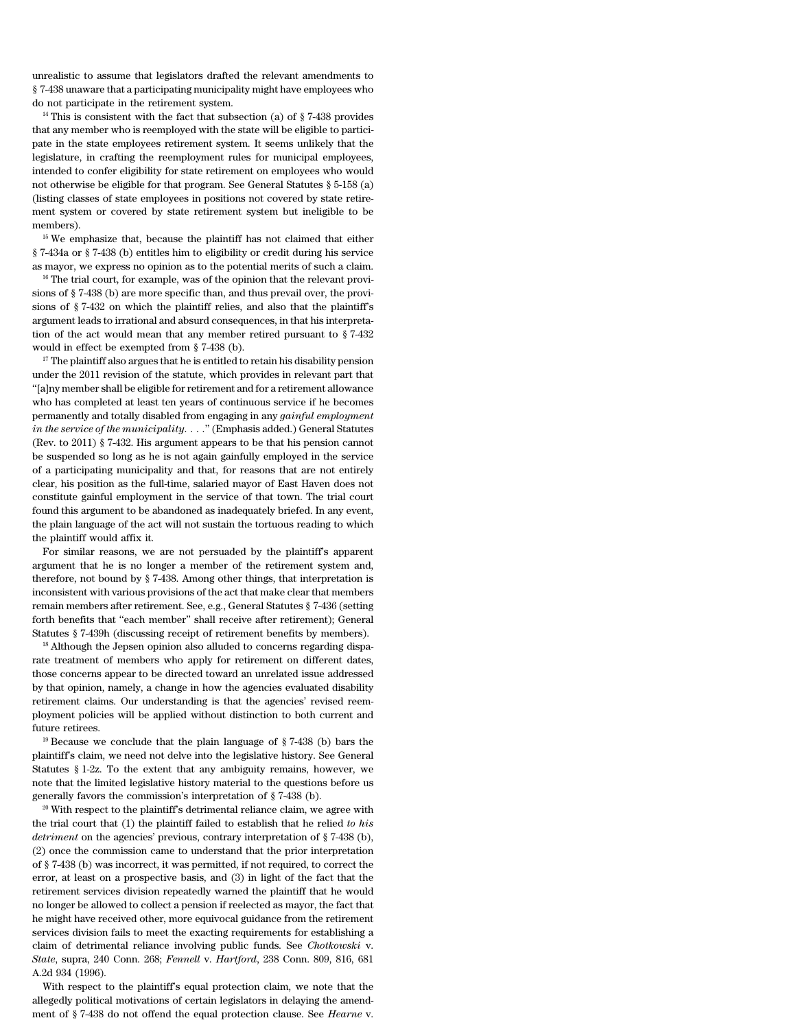unrealistic to assume that legislators drafted the relevant amendments to § 7-438 unaware that a participating municipality might have employees who do not participate in the retirement system.

[14] This is consistent with the fact that subsection (a) of § 7-438 provides that any member who is reemployed with the state will be eligible to participate in the state employees retirement system. It seems unlikely that the legislature, in crafting the reemployment rules for municipal employees, intended to confer eligibility for state retirement on employees who would not otherwise be eligible for that program. See General Statutes § 5-158 (a) (listing classes of state employees in positions not covered by state retirement system or covered by state retirement system but ineligible to be members).

[15] We emphasize that, because the plaintiff has not claimed that either § 7-434a or § 7-438 (b) entitles him to eligibility or credit during his service as mayor, we express no opinion as to the potential merits of such a claim.

[16] The trial court, for example, was of the opinion that the relevant provisions of § 7-438 (b) are more specific than, and thus prevail over, the provisions of § 7-432 on which the plaintiff relies, and also that the plaintiff's argument leads to irrational and absurd consequences, in that his interpretation of the act would mean that any member retired pursuant to § 7-432 would in effect be exempted from § 7-438 (b).

[17] The plaintiff also argues that he is entitled to retain his disability pension under the 2011 revision of the statute, which provides in relevant part that "[a]ny member shall be eligible for retirement and for a retirement allowance who has completed at least ten years of continuous service if he becomes permanently and totally disabled from engaging in any *gainful employment in the service of the municipality*. . . ." (Emphasis added.) General Statutes (Rev. to 2011) § 7-432. His argument appears to be that his pension cannot be suspended so long as he is not again gainfully employed in the service of a participating municipality and that, for reasons that are not entirely clear, his position as the full-time, salaried mayor of East Haven does not constitute gainful employment in the service of that town. The trial court found this argument to be abandoned as inadequately briefed. In any event, the plain language of the act will not sustain the tortuous reading to which the plaintiff would affix it.

For similar reasons, we are not persuaded by the plaintiff's apparent argument that he is no longer a member of the retirement system and, therefore, not bound by § 7-438. Among other things, that interpretation is inconsistent with various provisions of the act that make clear that members remain members after retirement. See, e.g., General Statutes § 7-436 (setting forth benefits that "each member" shall receive after retirement); General Statutes § 7-439h (discussing receipt of retirement benefits by members).

[18] Although the Jepsen opinion also alluded to concerns regarding disparate treatment of members who apply for retirement on different dates, those concerns appear to be directed toward an unrelated issue addressed by that opinion, namely, a change in how the agencies evaluated disability retirement claims. Our understanding is that the agencies' revised reemployment policies will be applied without distinction to both current and future retirees.

[19] Because we conclude that the plain language of § 7-438 (b) bars the plaintiff's claim, we need not delve into the legislative history. See General Statutes § 1-2z. To the extent that any ambiguity remains, however, we note that the limited legislative history material to the questions before us generally favors the commission's interpretation of § 7-438 (b).

[20] With respect to the plaintiff's detrimental reliance claim, we agree with the trial court that (1) the plaintiff failed to establish that he relied *to his detriment* on the agencies' previous, contrary interpretation of § 7-438 (b), (2) once the commission came to understand that the prior interpretation of § 7-438 (b) was incorrect, it was permitted, if not required, to correct the error, at least on a prospective basis, and (3) in light of the fact that the retirement services division repeatedly warned the plaintiff that he would no longer be allowed to collect a pension if reelected as mayor, the fact that he might have received other, more equivocal guidance from the retirement services division fails to meet the exacting requirements for establishing a claim of detrimental reliance involving public funds. See *Chotkowski* v. *State*, supra, 240 Conn. 268; *Fennell* v. *Hartford*, 238 Conn. 809, 816, 681 A.2d 934 (1996).

With respect to the plaintiff's equal protection claim, we note that the allegedly political motivations of certain legislators in delaying the amendment of § 7-438 do not offend the equal protection clause. See *Hearne* v.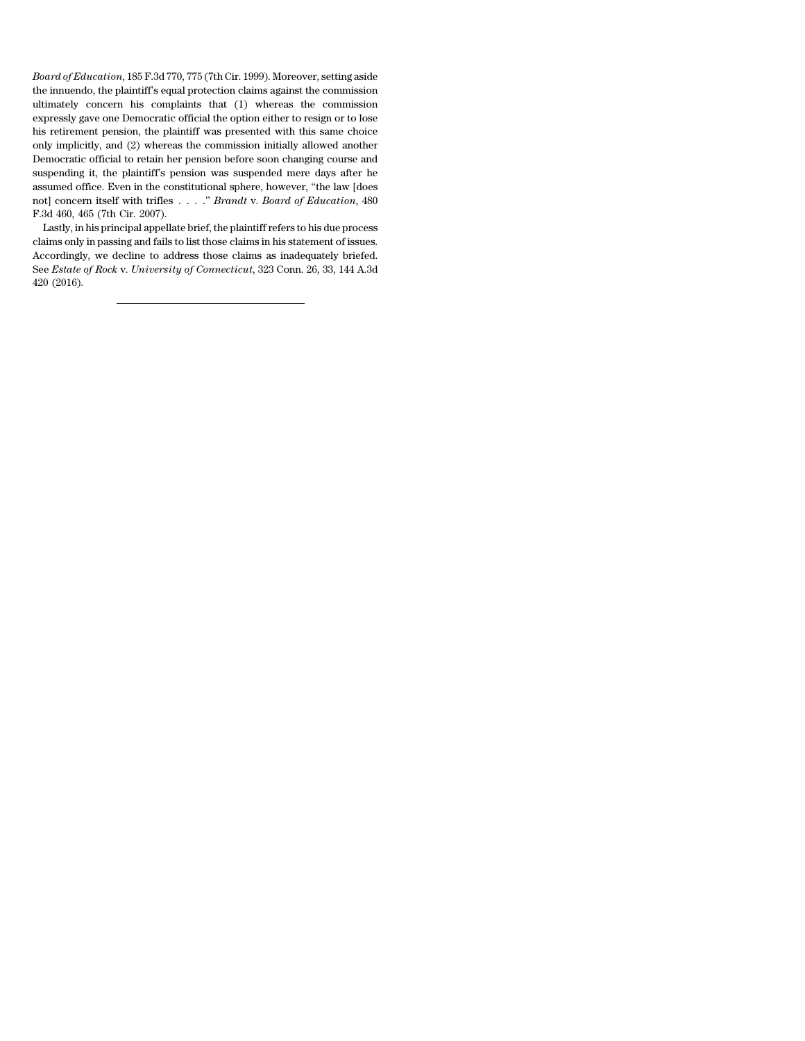*Board of Education*, 185 F.3d 770, 775 (7th Cir. 1999). Moreover, setting aside the innuendo, the plaintiff's equal protection claims against the commission ultimately concern his complaints that (1) whereas the commission expressly gave one Democratic official the option either to resign or to lose his retirement pension, the plaintiff was presented with this same choice only implicitly, and (2) whereas the commission initially allowed another Democratic official to retain her pension before soon changing course and suspending it, the plaintiff's pension was suspended mere days after he assumed office. Even in the constitutional sphere, however, "the law [does not] concern itself with trifles . . . ." *Brandt* v. *Board of Education*, 480 F.3d 460, 465 (7th Cir. 2007).

Lastly, in his principal appellate brief, the plaintiff refers to his due process claims only in passing and fails to list those claims in his statement of issues. Accordingly, we decline to address those claims as inadequately briefed. See *Estate of Rock* v. *University of Connecticut*, 323 Conn. 26, 33, 144 A.3d 420 (2016).